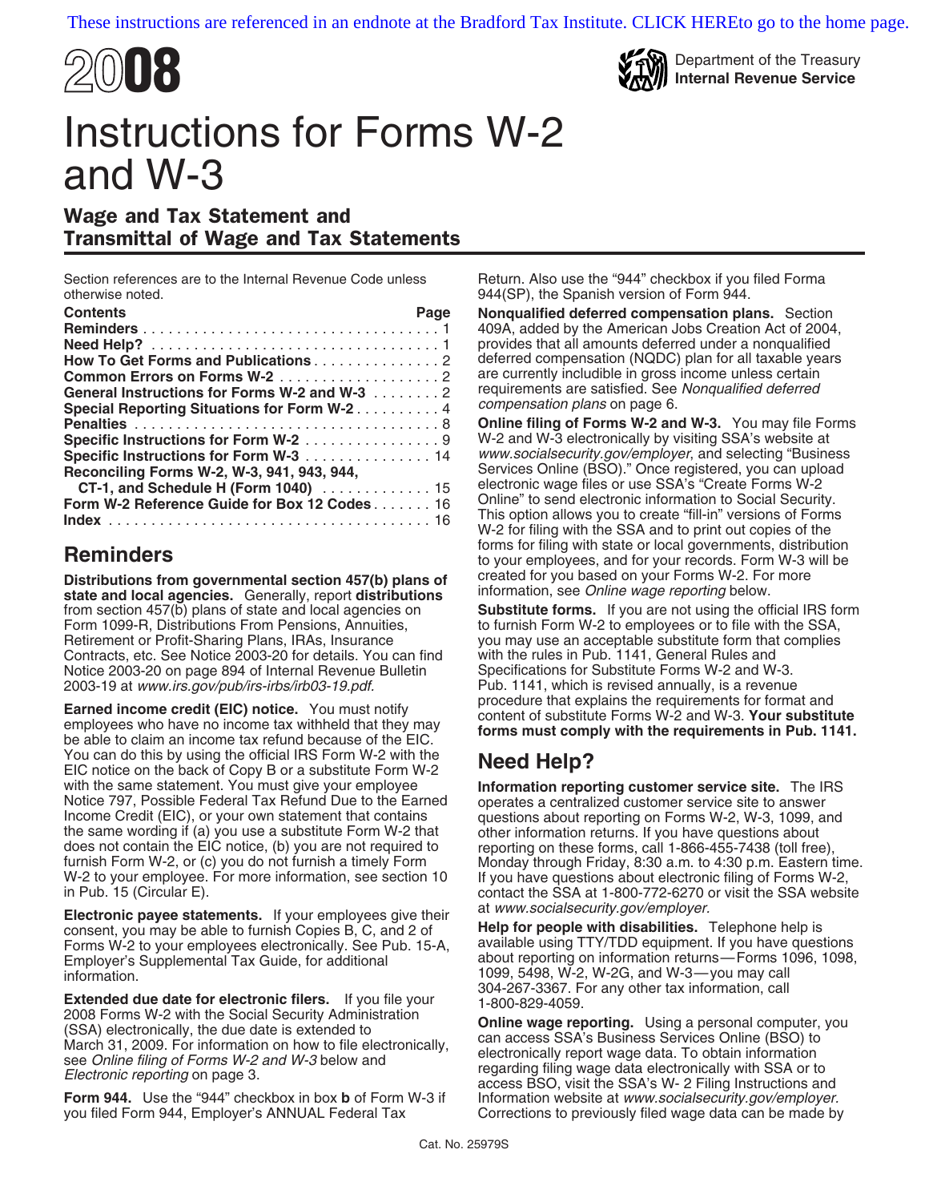These instructions are referenced in an endnote at the Bradford Tax Institute. CLICK HEREto go to the home page.

# 2008

Department of the Treasury
**Internal Revenue Service**

# Instructions for Forms W-2 and W-3

## Wage and Tax Statement and Transmittal of Wage and Tax Statements

Section references are to the Internal Revenue Code unless otherwise noted.

| Contents | Page |
|---|---|
| **Reminders** | 1 |
| **Need Help?** | 1 |
| **How To Get Forms and Publications** | 2 |
| **Common Errors on Forms W-2** | 2 |
| **General Instructions for Forms W-2 and W-3** | 2 |
| **Special Reporting Situations for Form W-2** | 4 |
| **Penalties** | 8 |
| **Specific Instructions for Form W-2** | 9 |
| **Specific Instructions for Form W-3** | 14 |
| **Reconciling Forms W-2, W-3, 941, 943, 944, CT-1, and Schedule H (Form 1040)** | 15 |
| **Form W-2 Reference Guide for Box 12 Codes** | 16 |
| **Index** | 16 |

## Reminders

**Distributions from governmental section 457(b) plans of state and local agencies.** Generally, report **distributions** from section 457(b) plans of state and local agencies on Form 1099-R, Distributions From Pensions, Annuities, Retirement or Profit-Sharing Plans, IRAs, Insurance Contracts, etc. See Notice 2003-20 for details. You can find Notice 2003-20 on page 894 of Internal Revenue Bulletin 2003-19 at *www.irs.gov/pub/irs-irbs/irb03-19.pdf.*

**Earned income credit (EIC) notice.** You must notify employees who have no income tax withheld that they may be able to claim an income tax refund because of the EIC. You can do this by using the official IRS Form W-2 with the EIC notice on the back of Copy B or a substitute Form W-2 with the same statement. You must give your employee Notice 797, Possible Federal Tax Refund Due to the Earned Income Credit (EIC), or your own statement that contains the same wording if (a) you use a substitute Form W-2 that does not contain the EIC notice, (b) you are not required to furnish Form W-2, or (c) you do not furnish a timely Form W-2 to your employee. For more information, see section 10 in Pub. 15 (Circular E).

**Electronic payee statements.** If your employees give their consent, you may be able to furnish Copies B, C, and 2 of Forms W-2 to your employees electronically. See Pub. 15-A, Employer's Supplemental Tax Guide, for additional information.

**Extended due date for electronic filers.** If you file your 2008 Forms W-2 with the Social Security Administration (SSA) electronically, the due date is extended to March 31, 2009. For information on how to file electronically, see *Online filing of Forms W-2 and W-3* below and *Electronic reporting* on page 3.

**Form 944.** Use the "944" checkbox in box **b** of Form W-3 if you filed Form 944, Employer's ANNUAL Federal Tax Return. Also use the "944" checkbox if you filed Forma 944(SP), the Spanish version of Form 944.

**Nonqualified deferred compensation plans.** Section 409A, added by the American Jobs Creation Act of 2004, provides that all amounts deferred under a nonqualified deferred compensation (NQDC) plan for all taxable years are currently includible in gross income unless certain requirements are satisfied. See *Nonqualified deferred compensation plans* on page 6.

**Online filing of Forms W-2 and W-3.** You may file Forms W-2 and W-3 electronically by visiting SSA's website at *www.socialsecurity.gov/employer*, and selecting "Business Services Online (BSO)." Once registered, you can upload electronic wage files or use SSA's "Create Forms W-2 Online" to send electronic information to Social Security. This option allows you to create "fill-in" versions of Forms W-2 for filing with the SSA and to print out copies of the forms for filing with state or local governments, distribution to your employees, and for your records. Form W-3 will be created for you based on your Forms W-2. For more information, see *Online wage reporting* below.

**Substitute forms.** If you are not using the official IRS form to furnish Form W-2 to employees or to file with the SSA, you may use an acceptable substitute form that complies with the rules in Pub. 1141, General Rules and Specifications for Substitute Forms W-2 and W-3. Pub. 1141, which is revised annually, is a revenue procedure that explains the requirements for format and content of substitute Forms W-2 and W-3. **Your substitute forms must comply with the requirements in Pub. 1141.**

## Need Help?

**Information reporting customer service site.** The IRS operates a centralized customer service site to answer questions about reporting on Forms W-2, W-3, 1099, and other information returns. If you have questions about reporting on these forms, call 1-866-455-7438 (toll free), Monday through Friday, 8:30 a.m. to 4:30 p.m. Eastern time. If you have questions about electronic filing of Forms W-2, contact the SSA at 1-800-772-6270 or visit the SSA website at *www.socialsecurity.gov/employer.*

**Help for people with disabilities.** Telephone help is available using TTY/TDD equipment. If you have questions about reporting on information returns—Forms 1096, 1098, 1099, 5498, W-2, W-2G, and W-3—you may call 304-267-3367. For any other tax information, call 1-800-829-4059.

**Online wage reporting.** Using a personal computer, you can access SSA's Business Services Online (BSO) to electronically report wage data. To obtain information regarding filing wage data electronically with SSA or to access BSO, visit the SSA's W- 2 Filing Instructions and Information website at *www.socialsecurity.gov/employer.* Corrections to previously filed wage data can be made by

Cat. No. 25979S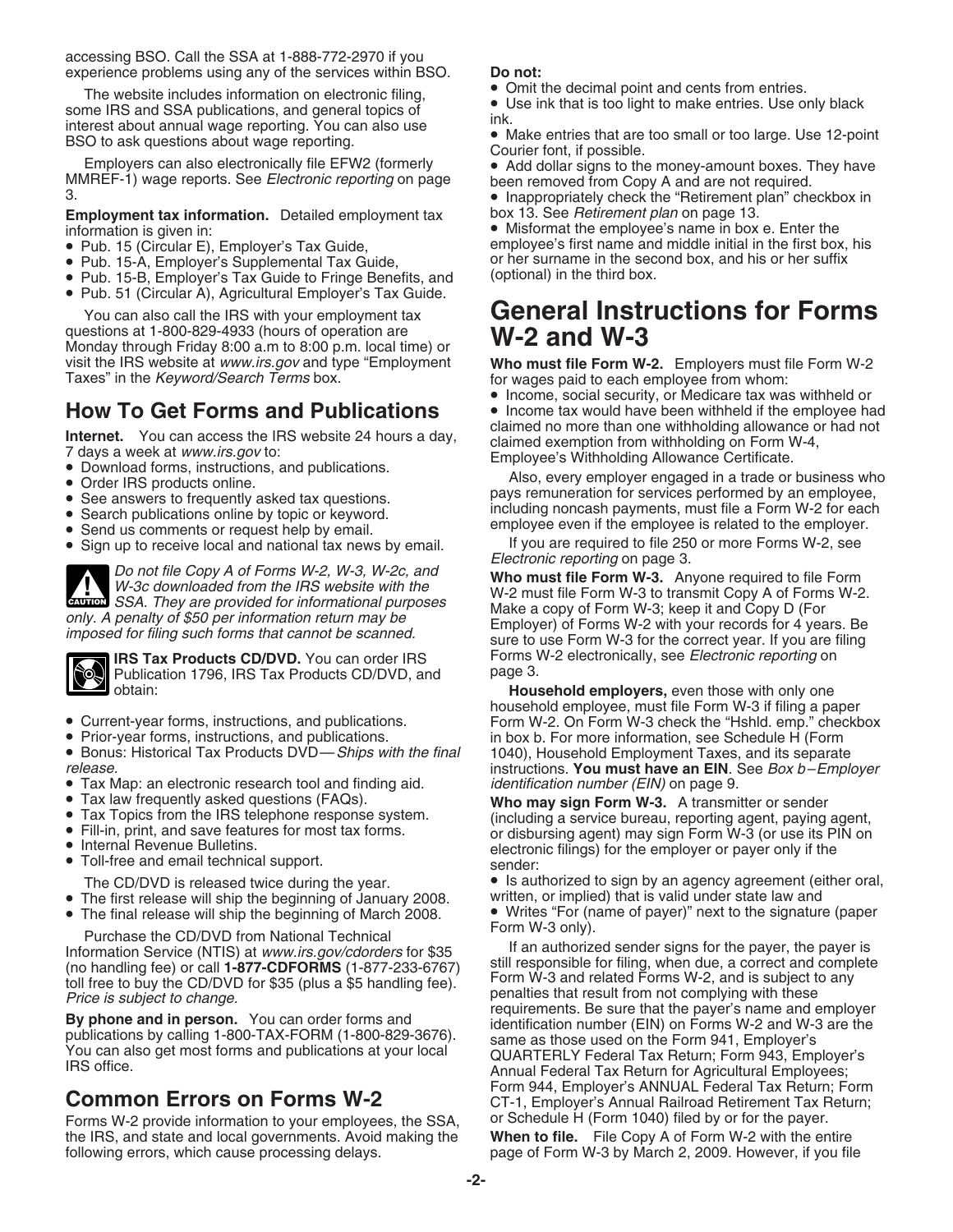accessing BSO. Call the SSA at 1-888-772-2970 if you experience problems using any of the services within BSO.

The website includes information on electronic filing, some IRS and SSA publications, and general topics of interest about annual wage reporting. You can also use BSO to ask questions about wage reporting.

Employers can also electronically file EFW2 (formerly MMREF-1) wage reports. See *Electronic reporting* on page 3.

**Employment tax information.** Detailed employment tax information is given in:

- Pub. 15 (Circular E), Employer's Tax Guide,
- Pub. 15-A, Employer's Supplemental Tax Guide,
- Pub. 15-B, Employer's Tax Guide to Fringe Benefits, and
- Pub. 51 (Circular A), Agricultural Employer's Tax Guide.

You can also call the IRS with your employment tax questions at 1-800-829-4933 (hours of operation are Monday through Friday 8:00 a.m to 8:00 p.m. local time) or visit the IRS website at *www.irs.gov* and type "Employment Taxes" in the *Keyword/Search Terms* box.

## How To Get Forms and Publications

**Internet.** You can access the IRS website 24 hours a day, 7 days a week at *www.irs.gov* to:

- Download forms, instructions, and publications.
- Order IRS products online.
- See answers to frequently asked tax questions.
- Search publications online by topic or keyword.
- Send us comments or request help by email.
- Sign up to receive local and national tax news by email.

**CAUTION** *Do not file Copy A of Forms W-2, W-3, W-2c, and W-3c downloaded from the IRS website with the SSA. They are provided for informational purposes only. A penalty of $50 per information return may be imposed for filing such forms that cannot be scanned.*

**IRS Tax Products CD/DVD.** You can order IRS Publication 1796, IRS Tax Products CD/DVD, and obtain:

- Current-year forms, instructions, and publications.
- Prior-year forms, instructions, and publications.
- Bonus: Historical Tax Products DVD—*Ships with the final release.*
- Tax Map: an electronic research tool and finding aid.
- Tax law frequently asked questions (FAQs).
- Tax Topics from the IRS telephone response system.
- Fill-in, print, and save features for most tax forms.
- Internal Revenue Bulletins.
- Toll-free and email technical support.

The CD/DVD is released twice during the year.

- The first release will ship the beginning of January 2008.
- The final release will ship the beginning of March 2008.

Purchase the CD/DVD from National Technical Information Service (NTIS) at *www.irs.gov/cdorders* for $35 (no handling fee) or call **1-877-CDFORMS** (1-877-233-6767) toll free to buy the CD/DVD for $35 (plus a $5 handling fee). *Price is subject to change.*

**By phone and in person.** You can order forms and publications by calling 1-800-TAX-FORM (1-800-829-3676). You can also get most forms and publications at your local IRS office.

## Common Errors on Forms W-2

Forms W-2 provide information to your employees, the SSA, the IRS, and state and local governments. Avoid making the following errors, which cause processing delays.

**Do not:**

- Omit the decimal point and cents from entries.
- Use ink that is too light to make entries. Use only black ink.
- Make entries that are too small or too large. Use 12-point Courier font, if possible.
- Add dollar signs to the money-amount boxes. They have been removed from Copy A and are not required.
- Inappropriately check the "Retirement plan" checkbox in box 13. See *Retirement plan* on page 13.
- Misformat the employee's name in box e. Enter the employee's first name and middle initial in the first box, his or her surname in the second box, and his or her suffix (optional) in the third box.

# General Instructions for Forms W-2 and W-3

**Who must file Form W-2.** Employers must file Form W-2 for wages paid to each employee from whom:

- Income, social security, or Medicare tax was withheld or
- Income tax would have been withheld if the employee had claimed no more than one withholding allowance or had not claimed exemption from withholding on Form W-4, Employee's Withholding Allowance Certificate.

Also, every employer engaged in a trade or business who pays remuneration for services performed by an employee, including noncash payments, must file a Form W-2 for each employee even if the employee is related to the employer.

If you are required to file 250 or more Forms W-2, see *Electronic reporting* on page 3.

**Who must file Form W-3.** Anyone required to file Form W-2 must file Form W-3 to transmit Copy A of Forms W-2. Make a copy of Form W-3; keep it and Copy D (For Employer) of Forms W-2 with your records for 4 years. Be sure to use Form W-3 for the correct year. If you are filing Forms W-2 electronically, see *Electronic reporting* on page 3.

**Household employers,** even those with only one household employee, must file Form W-3 if filing a paper Form W-2. On Form W-3 check the "Hshld. emp." checkbox in box b. For more information, see Schedule H (Form 1040), Household Employment Taxes, and its separate instructions. **You must have an EIN.** See *Box b–Employer identification number (EIN)* on page 9.

**Who may sign Form W-3.** A transmitter or sender (including a service bureau, reporting agent, paying agent, or disbursing agent) may sign Form W-3 (or use its PIN on electronic filings) for the employer or payer only if the sender:

- Is authorized to sign by an agency agreement (either oral, written, or implied) that is valid under state law and
- Writes "For (name of payer)" next to the signature (paper Form W-3 only).

If an authorized sender signs for the payer, the payer is still responsible for filing, when due, a correct and complete Form W-3 and related Forms W-2, and is subject to any penalties that result from not complying with these requirements. Be sure that the payer's name and employer identification number (EIN) on Forms W-2 and W-3 are the same as those used on the Form 941, Employer's QUARTERLY Federal Tax Return; Form 943, Employer's Annual Federal Tax Return for Agricultural Employees; Form 944, Employer's ANNUAL Federal Tax Return; Form CT-1, Employer's Annual Railroad Retirement Tax Return; or Schedule H (Form 1040) filed by or for the payer.

**When to file.** File Copy A of Form W-2 with the entire page of Form W-3 by March 2, 2009. However, if you file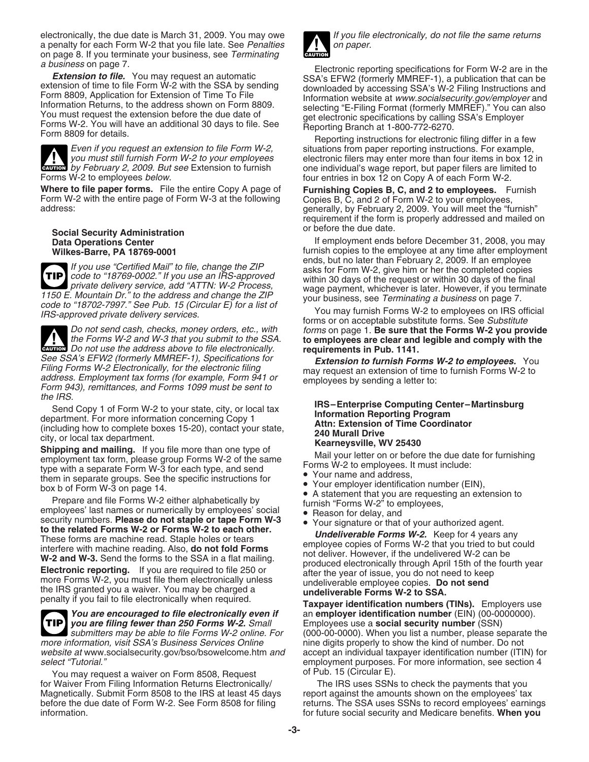electronically, the due date is March 31, 2009. You may owe a penalty for each Form W-2 that you file late. See *Penalties* on page 8. If you terminate your business, see *Terminating a business* on page 7.

***Extension to file.*** You may request an automatic extension of time to file Form W-2 with the SSA by sending Form 8809, Application for Extension of Time To File Information Returns, to the address shown on Form 8809. You must request the extension before the due date of Forms W-2. You will have an additional 30 days to file. See Form 8809 for details.

**CAUTION:** *Even if you request an extension to file Form W-2, you must still furnish Form W-2 to your employees by February 2, 2009. But see* Extension to furnish Forms W-2 to employees *below.*

**Where to file paper forms.** File the entire Copy A page of Form W-2 with the entire page of Form W-3 at the following address:

**Social Security Administration**
**Data Operations Center**
**Wilkes-Barre, PA 18769-0001**

**TIP:** *If you use "Certified Mail" to file, change the ZIP code to "18769-0002." If you use an IRS-approved private delivery service, add "ATTN: W-2 Process, 1150 E. Mountain Dr." to the address and change the ZIP code to "18702-7997." See Pub. 15 (Circular E) for a list of IRS-approved private delivery services.*

**CAUTION:** *Do not send cash, checks, money orders, etc., with the Forms W-2 and W-3 that you submit to the SSA. Do not use the address above to file electronically. See SSA's EFW2 (formerly MMREF-1), Specifications for Filing Forms W-2 Electronically, for the electronic filing address. Employment tax forms (for example, Form 941 or Form 943), remittances, and Forms 1099 must be sent to the IRS.*

Send Copy 1 of Form W-2 to your state, city, or local tax department. For more information concerning Copy 1 (including how to complete boxes 15-20), contact your state, city, or local tax department.

**Shipping and mailing.** If you file more than one type of employment tax form, please group Forms W-2 of the same type with a separate Form W-3 for each type, and send them in separate groups. See the specific instructions for box b of Form W-3 on page 14.

Prepare and file Forms W-2 either alphabetically by employees' last names or numerically by employees' social security numbers. **Please do not staple or tape Form W-3 to the related Forms W-2 or Forms W-2 to each other.** These forms are machine read. Staple holes or tears interfere with machine reading. Also, **do not fold Forms W-2 and W-3.** Send the forms to the SSA in a flat mailing.

**Electronic reporting.** If you are required to file 250 or more Forms W-2, you must file them electronically unless the IRS granted you a waiver. You may be charged a penalty if you fail to file electronically when required.

**TIP:** ***You are encouraged to file electronically even if you are filing fewer than 250 Forms W-2.*** *Small submitters may be able to file Forms W-2 online. For more information, visit SSA's Business Services Online website at* www.socialsecurity.gov/bso/bsowelcome.htm *and select "Tutorial."*

You may request a waiver on Form 8508, Request for Waiver From Filing Information Returns Electronically/Magnetically. Submit Form 8508 to the IRS at least 45 days before the due date of Form W-2. See Form 8508 for filing information.

**CAUTION:** *If you file electronically, do not file the same returns on paper.*

Electronic reporting specifications for Form W-2 are in the SSA's EFW2 (formerly MMREF-1), a publication that can be downloaded by accessing SSA's W-2 Filing Instructions and Information website at *www.socialsecurity.gov/employer* and selecting "E-Filing Format (formerly MMREF)." You can also get electronic specifications by calling SSA's Employer Reporting Branch at 1-800-772-6270.

Reporting instructions for electronic filing differ in a few situations from paper reporting instructions. For example, electronic filers may enter more than four items in box 12 in one individual's wage report, but paper filers are limited to four entries in box 12 on Copy A of each Form W-2.

**Furnishing Copies B, C, and 2 to employees.** Furnish Copies B, C, and 2 of Form W-2 to your employees, generally, by February 2, 2009. You will meet the "furnish" requirement if the form is properly addressed and mailed on or before the due date.

If employment ends before December 31, 2008, you may furnish copies to the employee at any time after employment ends, but no later than February 2, 2009. If an employee asks for Form W-2, give him or her the completed copies within 30 days of the request or within 30 days of the final wage payment, whichever is later. However, if you terminate your business, see *Terminating a business* on page 7.

You may furnish Forms W-2 to employees on IRS official forms or on acceptable substitute forms. See *Substitute forms* on page 1. **Be sure that the Forms W-2 you provide to employees are clear and legible and comply with the requirements in Pub. 1141.**

***Extension to furnish Forms W-2 to employees.*** You may request an extension of time to furnish Forms W-2 to employees by sending a letter to:

**IRS–Enterprise Computing Center–Martinsburg**
**Information Reporting Program**
**Attn: Extension of Time Coordinator**
**240 Murall Drive**
**Kearneysville, WV 25430**

Mail your letter on or before the due date for furnishing Forms W-2 to employees. It must include:

- Your name and address,
- Your employer identification number (EIN),
- A statement that you are requesting an extension to furnish "Forms W-2" to employees,
- Reason for delay, and
- Your signature or that of your authorized agent.

***Undeliverable Forms W-2.*** Keep for 4 years any employee copies of Forms W-2 that you tried to but could not deliver. However, if the undelivered W-2 can be produced electronically through April 15th of the fourth year after the year of issue, you do not need to keep undeliverable employee copies. **Do not send undeliverable Forms W-2 to SSA.**

**Taxpayer identification numbers (TINs).** Employers use an **employer identification number** (EIN) (00-0000000). Employees use a **social security number** (SSN) (000-00-0000). When you list a number, please separate the nine digits properly to show the kind of number. Do not accept an individual taxpayer identification number (ITIN) for employment purposes. For more information, see section 4 of Pub. 15 (Circular E).

The IRS uses SSNs to check the payments that you report against the amounts shown on the employees' tax returns. The SSA uses SSNs to record employees' earnings for future social security and Medicare benefits. **When you**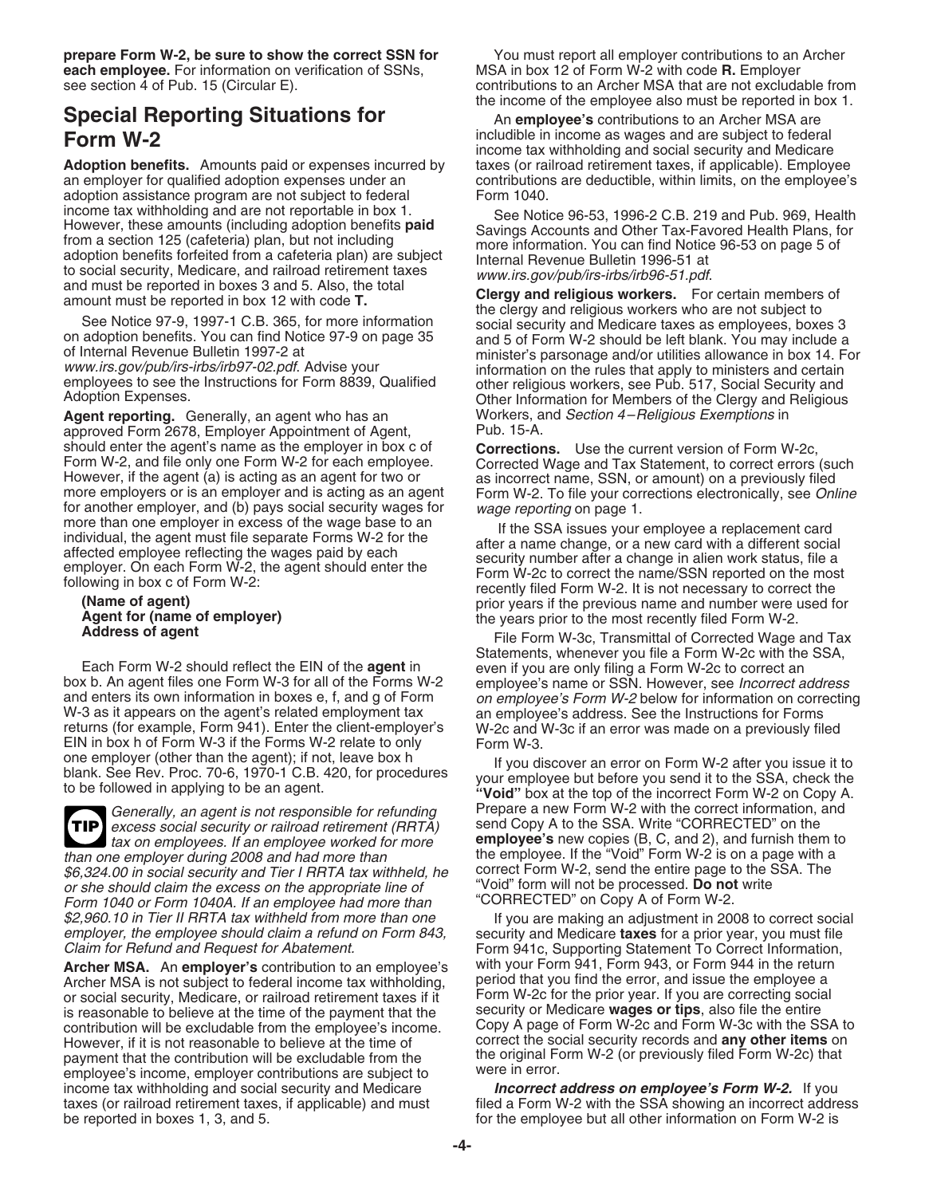**prepare Form W-2, be sure to show the correct SSN for each employee.** For information on verification of SSNs, see section 4 of Pub. 15 (Circular E).

## Special Reporting Situations for Form W-2

**Adoption benefits.** Amounts paid or expenses incurred by an employer for qualified adoption expenses under an adoption assistance program are not subject to federal income tax withholding and are not reportable in box 1. However, these amounts (including adoption benefits **paid** from a section 125 (cafeteria) plan, but not including adoption benefits forfeited from a cafeteria plan) are subject to social security, Medicare, and railroad retirement taxes and must be reported in boxes 3 and 5. Also, the total amount must be reported in box 12 with code **T.**

See Notice 97-9, 1997-1 C.B. 365, for more information on adoption benefits. You can find Notice 97-9 on page 35 of Internal Revenue Bulletin 1997-2 at *www.irs.gov/pub/irs-irbs/irb97-02.pdf*. Advise your employees to see the Instructions for Form 8839, Qualified Adoption Expenses.

**Agent reporting.** Generally, an agent who has an approved Form 2678, Employer Appointment of Agent, should enter the agent's name as the employer in box c of Form W-2, and file only one Form W-2 for each employee. However, if the agent (a) is acting as an agent for two or more employers or is an employer and is acting as an agent for another employer, and (b) pays social security wages for more than one employer in excess of the wage base to an individual, the agent must file separate Forms W-2 for the affected employee reflecting the wages paid by each employer. On each Form W-2, the agent should enter the following in box c of Form W-2:

**(Name of agent)**
**Agent for (name of employer)**
**Address of agent**

Each Form W-2 should reflect the EIN of the **agent** in box b. An agent files one Form W-3 for all of the Forms W-2 and enters its own information in boxes e, f, and g of Form W-3 as it appears on the agent's related employment tax returns (for example, Form 941). Enter the client-employer's EIN in box h of Form W-3 if the Forms W-2 relate to only one employer (other than the agent); if not, leave box h blank. See Rev. Proc. 70-6, 1970-1 C.B. 420, for procedures to be followed in applying to be an agent.

**TIP** *Generally, an agent is not responsible for refunding excess social security or railroad retirement (RRTA) tax on employees. If an employee worked for more than one employer during 2008 and had more than $6,324.00 in social security and Tier I RRTA tax withheld, he or she should claim the excess on the appropriate line of Form 1040 or Form 1040A. If an employee had more than $2,960.10 in Tier II RRTA tax withheld from more than one employer, the employee should claim a refund on Form 843, Claim for Refund and Request for Abatement.*

**Archer MSA.** An **employer's** contribution to an employee's Archer MSA is not subject to federal income tax withholding, or social security, Medicare, or railroad retirement taxes if it is reasonable to believe at the time of the payment that the contribution will be excludable from the employee's income. However, if it is not reasonable to believe at the time of payment that the contribution will be excludable from the employee's income, employer contributions are subject to income tax withholding and social security and Medicare taxes (or railroad retirement taxes, if applicable) and must be reported in boxes 1, 3, and 5.

You must report all employer contributions to an Archer MSA in box 12 of Form W-2 with code **R.** Employer contributions to an Archer MSA that are not excludable from the income of the employee also must be reported in box 1.

An **employee's** contributions to an Archer MSA are includible in income as wages and are subject to federal income tax withholding and social security and Medicare taxes (or railroad retirement taxes, if applicable). Employee contributions are deductible, within limits, on the employee's Form 1040.

See Notice 96-53, 1996-2 C.B. 219 and Pub. 969, Health Savings Accounts and Other Tax-Favored Health Plans, for more information. You can find Notice 96-53 on page 5 of Internal Revenue Bulletin 1996-51 at *www.irs.gov/pub/irs-irbs/irb96-51.pdf*.

**Clergy and religious workers.** For certain members of the clergy and religious workers who are not subject to social security and Medicare taxes as employees, boxes 3 and 5 of Form W-2 should be left blank. You may include a minister's parsonage and/or utilities allowance in box 14. For information on the rules that apply to ministers and certain other religious workers, see Pub. 517, Social Security and Other Information for Members of the Clergy and Religious Workers, and *Section 4–Religious Exemptions* in Pub. 15-A.

**Corrections.** Use the current version of Form W-2c, Corrected Wage and Tax Statement, to correct errors (such as incorrect name, SSN, or amount) on a previously filed Form W-2. To file your corrections electronically, see *Online wage reporting* on page 1.

If the SSA issues your employee a replacement card after a name change, or a new card with a different social security number after a change in alien work status, file a Form W-2c to correct the name/SSN reported on the most recently filed Form W-2. It is not necessary to correct the prior years if the previous name and number were used for the years prior to the most recently filed Form W-2.

File Form W-3c, Transmittal of Corrected Wage and Tax Statements, whenever you file a Form W-2c with the SSA, even if you are only filing a Form W-2c to correct an employee's name or SSN. However, see *Incorrect address on employee's Form W-2* below for information on correcting an employee's address. See the Instructions for Forms W-2c and W-3c if an error was made on a previously filed Form W-3.

If you discover an error on Form W-2 after you issue it to your employee but before you send it to the SSA, check the **"Void"** box at the top of the incorrect Form W-2 on Copy A. Prepare a new Form W-2 with the correct information, and send Copy A to the SSA. Write "CORRECTED" on the **employee's** new copies (B, C, and 2), and furnish them to the employee. If the "Void" Form W-2 is on a page with a correct Form W-2, send the entire page to the SSA. The "Void" form will not be processed. **Do not** write "CORRECTED" on Copy A of Form W-2.

If you are making an adjustment in 2008 to correct social security and Medicare **taxes** for a prior year, you must file Form 941c, Supporting Statement To Correct Information, with your Form 941, Form 943, or Form 944 in the return period that you find the error, and issue the employee a Form W-2c for the prior year. If you are correcting social security or Medicare **wages or tips**, also file the entire Copy A page of Form W-2c and Form W-3c with the SSA to correct the social security records and **any other items** on the original Form W-2 (or previously filed Form W-2c) that were in error.

***Incorrect address on employee's Form W-2.*** If you filed a Form W-2 with the SSA showing an incorrect address for the employee but all other information on Form W-2 is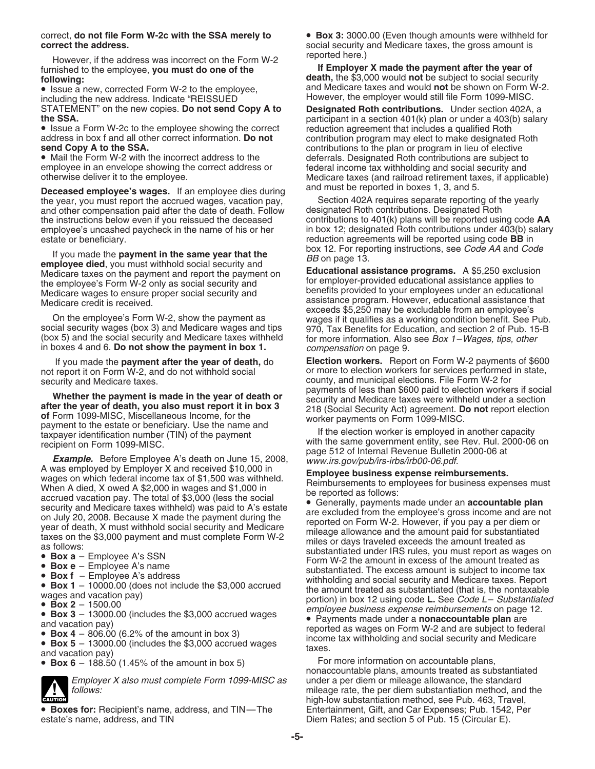correct, **do not file Form W-2c with the SSA merely to correct the address.**

However, if the address was incorrect on the Form W-2 furnished to the employee, **you must do one of the following:**

- Issue a new, corrected Form W-2 to the employee, including the new address. Indicate "REISSUED STATEMENT" on the new copies. **Do not send Copy A to the SSA.**
- Issue a Form W-2c to the employee showing the correct address in box f and all other correct information. **Do not send Copy A to the SSA.**
- Mail the Form W-2 with the incorrect address to the employee in an envelope showing the correct address or otherwise deliver it to the employee.

**Deceased employee's wages.** If an employee dies during the year, you must report the accrued wages, vacation pay, and other compensation paid after the date of death. Follow the instructions below even if you reissued the deceased employee's uncashed paycheck in the name of his or her estate or beneficiary.

If you made the **payment in the same year that the employee died**, you must withhold social security and Medicare taxes on the payment and report the payment on the employee's Form W-2 only as social security and Medicare wages to ensure proper social security and Medicare credit is received.

On the employee's Form W-2, show the payment as social security wages (box 3) and Medicare wages and tips (box 5) and the social security and Medicare taxes withheld in boxes 4 and 6. **Do not show the payment in box 1.**

If you made the **payment after the year of death,** do not report it on Form W-2, and do not withhold social security and Medicare taxes.

**Whether the payment is made in the year of death or after the year of death, you also must report it in box 3 of** Form 1099-MISC, Miscellaneous Income, for the payment to the estate or beneficiary. Use the name and taxpayer identification number (TIN) of the payment recipient on Form 1099-MISC.

***Example.*** Before Employee A's death on June 15, 2008, A was employed by Employer X and received $10,000 in wages on which federal income tax of $1,500 was withheld. When A died, X owed A $2,000 in wages and $1,000 in accrued vacation pay. The total of $3,000 (less the social security and Medicare taxes withheld) was paid to A's estate on July 20, 2008. Because X made the payment during the year of death, X must withhold social security and Medicare taxes on the $3,000 payment and must complete Form W-2 as follows:

- **Box a** – Employee A's SSN
- **Box e** – Employee A's name
- **Box f** – Employee A's address
- **Box 1** – 10000.00 (does not include the $3,000 accrued wages and vacation pay)
- **Box 2** – 1500.00
- **Box 3** – 13000.00 (includes the $3,000 accrued wages and vacation pay)
- **Box 4** – 806.00 (6.2% of the amount in box 3)
- **Box 5** – 13000.00 (includes the $3,000 accrued wages and vacation pay)
- **Box 6** – 188.50 (1.45% of the amount in box 5)

CAUTION: *Employer X also must complete Form 1099-MISC as follows:*

- **Boxes for:** Recipient's name, address, and TIN—The estate's name, address, and TIN
- **Box 3:** 3000.00 (Even though amounts were withheld for social security and Medicare taxes, the gross amount is reported here.)

**If Employer X made the payment after the year of death,** the $3,000 would **not** be subject to social security and Medicare taxes and would **not** be shown on Form W-2. However, the employer would still file Form 1099-MISC.

**Designated Roth contributions.** Under section 402A, a participant in a section 401(k) plan or under a 403(b) salary reduction agreement that includes a qualified Roth contribution program may elect to make designated Roth contributions to the plan or program in lieu of elective deferrals. Designated Roth contributions are subject to federal income tax withholding and social security and Medicare taxes (and railroad retirement taxes, if applicable) and must be reported in boxes 1, 3, and 5.

Section 402A requires separate reporting of the yearly designated Roth contributions. Designated Roth contributions to 401(k) plans will be reported using code **AA** in box 12; designated Roth contributions under 403(b) salary reduction agreements will be reported using code **BB** in box 12. For reporting instructions, see *Code AA* and *Code BB* on page 13.

**Educational assistance programs.** A $5,250 exclusion for employer-provided educational assistance applies to benefits provided to your employees under an educational assistance program. However, educational assistance that exceeds $5,250 may be excludable from an employee's wages if it qualifies as a working condition benefit. See Pub. 970, Tax Benefits for Education, and section 2 of Pub. 15-B for more information. Also see *Box 1–Wages, tips, other compensation* on page 9.

**Election workers.** Report on Form W-2 payments of $600 or more to election workers for services performed in state, county, and municipal elections. File Form W-2 for payments of less than $600 paid to election workers if social security and Medicare taxes were withheld under a section 218 (Social Security Act) agreement. **Do not** report election worker payments on Form 1099-MISC.

If the election worker is employed in another capacity with the same government entity, see Rev. Rul. 2000-06 on page 512 of Internal Revenue Bulletin 2000-06 at *www.irs.gov/pub/irs-irbs/irb00-06.pdf.*

**Employee business expense reimbursements.** Reimbursements to employees for business expenses must be reported as follows:

- Generally, payments made under an **accountable plan** are excluded from the employee's gross income and are not reported on Form W-2. However, if you pay a per diem or mileage allowance and the amount paid for substantiated miles or days traveled exceeds the amount treated as substantiated under IRS rules, you must report as wages on Form W-2 the amount in excess of the amount treated as substantiated. The excess amount is subject to income tax withholding and social security and Medicare taxes. Report the amount treated as substantiated (that is, the nontaxable portion) in box 12 using code **L.** See *Code L– Substantiated employee business expense reimbursements* on page 12.
- Payments made under a **nonaccountable plan** are reported as wages on Form W-2 and are subject to federal income tax withholding and social security and Medicare taxes.

For more information on accountable plans, nonaccountable plans, amounts treated as substantiated under a per diem or mileage allowance, the standard mileage rate, the per diem substantiation method, and the high-low substantiation method, see Pub. 463, Travel, Entertainment, Gift, and Car Expenses; Pub. 1542, Per Diem Rates; and section 5 of Pub. 15 (Circular E).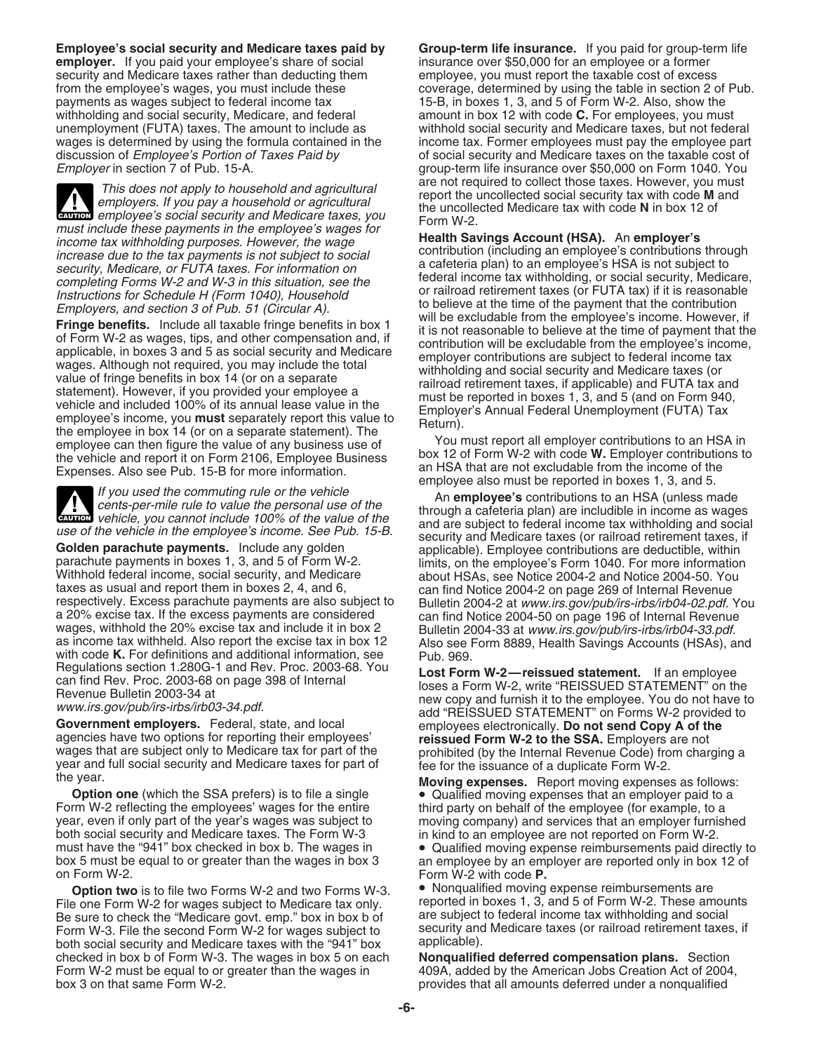**Employee's social security and Medicare taxes paid by employer.** If you paid your employee's share of social security and Medicare taxes rather than deducting them from the employee's wages, you must include these payments as wages subject to federal income tax withholding and social security, Medicare, and federal unemployment (FUTA) taxes. The amount to include as wages is determined by using the formula contained in the discussion of *Employee's Portion of Taxes Paid by Employer* in section 7 of Pub. 15-A.

> **CAUTION** *This does not apply to household and agricultural employers. If you pay a household or agricultural employee's social security and Medicare taxes, you must include these payments in the employee's wages for income tax withholding purposes. However, the wage increase due to the tax payments is not subject to social security, Medicare, or FUTA taxes. For information on completing Forms W-2 and W-3 in this situation, see the Instructions for Schedule H (Form 1040), Household Employers, and section 3 of Pub. 51 (Circular A).*

**Fringe benefits.** Include all taxable fringe benefits in box 1 of Form W-2 as wages, tips, and other compensation and, if applicable, in boxes 3 and 5 as social security and Medicare wages. Although not required, you may include the total value of fringe benefits in box 14 (or on a separate statement). However, if you provided your employee a vehicle and included 100% of its annual lease value in the employee's income, you **must** separately report this value to the employee in box 14 (or on a separate statement). The employee can then figure the value of any business use of the vehicle and report it on Form 2106, Employee Business Expenses. Also see Pub. 15-B for more information.

> **CAUTION** *If you used the commuting rule or the vehicle cents-per-mile rule to value the personal use of the vehicle, you cannot include 100% of the value of the use of the vehicle in the employee's income. See Pub. 15-B.*

**Golden parachute payments.** Include any golden parachute payments in boxes 1, 3, and 5 of Form W-2. Withhold federal income, social security, and Medicare taxes as usual and report them in boxes 2, 4, and 6, respectively. Excess parachute payments are also subject to a 20% excise tax. If the excess payments are considered wages, withhold the 20% excise tax and include it in box 2 as income tax withheld. Also report the excise tax in box 12 with code **K.** For definitions and additional information, see Regulations section 1.280G-1 and Rev. Proc. 2003-68. You can find Rev. Proc. 2003-68 on page 398 of Internal Revenue Bulletin 2003-34 at *www.irs.gov/pub/irs-irbs/irb03-34.pdf*.

**Government employers.** Federal, state, and local agencies have two options for reporting their employees' wages that are subject only to Medicare tax for part of the year and full social security and Medicare taxes for part of the year.

**Option one** (which the SSA prefers) is to file a single Form W-2 reflecting the employees' wages for the entire year, even if only part of the year's wages was subject to both social security and Medicare taxes. The Form W-3 must have the "941" box checked in box b. The wages in box 5 must be equal to or greater than the wages in box 3 on Form W-2.

**Option two** is to file two Forms W-2 and two Forms W-3. File one Form W-2 for wages subject to Medicare tax only. Be sure to check the "Medicare govt. emp." box in box b of Form W-3. File the second Form W-2 for wages subject to both social security and Medicare taxes with the "941" box checked in box b of Form W-3. The wages in box 5 on each Form W-2 must be equal to or greater than the wages in box 3 on that same Form W-2.

**Group-term life insurance.** If you paid for group-term life insurance over $50,000 for an employee or a former employee, you must report the taxable cost of excess coverage, determined by using the table in section 2 of Pub. 15-B, in boxes 1, 3, and 5 of Form W-2. Also, show the amount in box 12 with code **C.** For employees, you must withhold social security and Medicare taxes, but not federal income tax. Former employees must pay the employee part of social security and Medicare taxes on the taxable cost of group-term life insurance over $50,000 on Form 1040. You are not required to collect those taxes. However, you must report the uncollected social security tax with code **M** and the uncollected Medicare tax with code **N** in box 12 of Form W-2.

**Health Savings Account (HSA).** An **employer's** contribution (including an employee's contributions through a cafeteria plan) to an employee's HSA is not subject to federal income tax withholding, or social security, Medicare, or railroad retirement taxes (or FUTA tax) if it is reasonable to believe at the time of the payment that the contribution will be excludable from the employee's income. However, if it is not reasonable to believe at the time of payment that the contribution will be excludable from the employee's income, employer contributions are subject to federal income tax withholding and social security and Medicare taxes (or railroad retirement taxes, if applicable) and FUTA tax and must be reported in boxes 1, 3, and 5 (and on Form 940, Employer's Annual Federal Unemployment (FUTA) Tax Return).

You must report all employer contributions to an HSA in box 12 of Form W-2 with code **W.** Employer contributions to an HSA that are not excludable from the income of the employee also must be reported in boxes 1, 3, and 5.

An **employee's** contributions to an HSA (unless made through a cafeteria plan) are includible in income as wages and are subject to federal income tax withholding and social security and Medicare taxes (or railroad retirement taxes, if applicable). Employee contributions are deductible, within limits, on the employee's Form 1040. For more information about HSAs, see Notice 2004-2 and Notice 2004-50. You can find Notice 2004-2 on page 269 of Internal Revenue Bulletin 2004-2 at *www.irs.gov/pub/irs-irbs/irb04-02.pdf*. You can find Notice 2004-50 on page 196 of Internal Revenue Bulletin 2004-33 at *www.irs.gov/pub/irs-irbs/irb04-33.pdf*. Also see Form 8889, Health Savings Accounts (HSAs), and Pub. 969.

**Lost Form W-2—reissued statement.** If an employee loses a Form W-2, write "REISSUED STATEMENT" on the new copy and furnish it to the employee. You do not have to add "REISSUED STATEMENT" on Forms W-2 provided to employees electronically. **Do not send Copy A of the reissued Form W-2 to the SSA.** Employers are not prohibited (by the Internal Revenue Code) from charging a fee for the issuance of a duplicate Form W-2.

**Moving expenses.** Report moving expenses as follows:

- Qualified moving expenses that an employer paid to a third party on behalf of the employee (for example, to a moving company) and services that an employer furnished in kind to an employee are not reported on Form W-2.
- Qualified moving expense reimbursements paid directly to an employee by an employer are reported only in box 12 of Form W-2 with code **P.**
- Nonqualified moving expense reimbursements are reported in boxes 1, 3, and 5 of Form W-2. These amounts are subject to federal income tax withholding and social security and Medicare taxes (or railroad retirement taxes, if applicable).

**Nonqualified deferred compensation plans.** Section 409A, added by the American Jobs Creation Act of 2004, provides that all amounts deferred under a nonqualified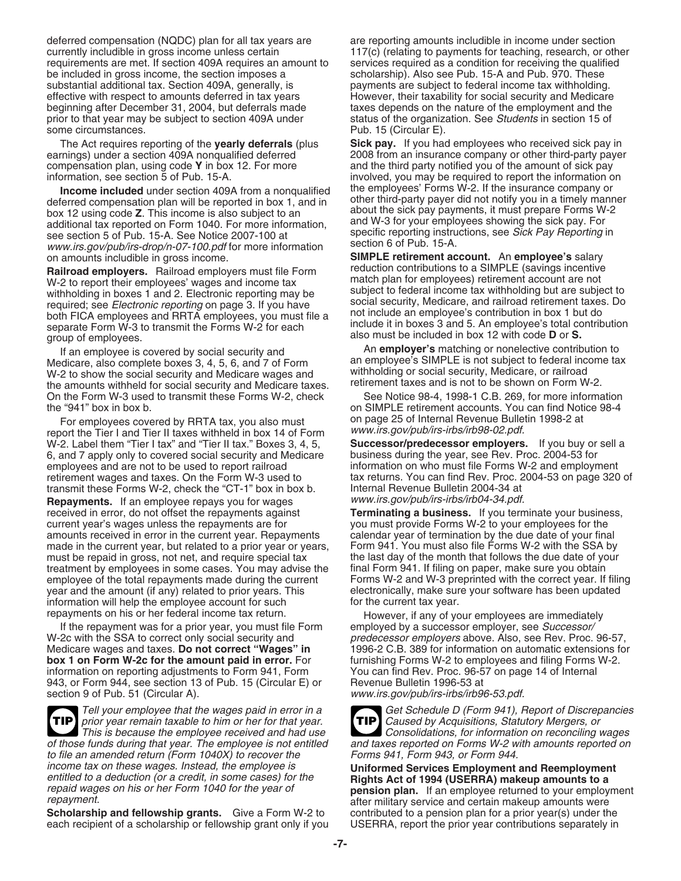deferred compensation (NQDC) plan for all tax years are currently includible in gross income unless certain requirements are met. If section 409A requires an amount to be included in gross income, the section imposes a substantial additional tax. Section 409A, generally, is effective with respect to amounts deferred in tax years beginning after December 31, 2004, but deferrals made prior to that year may be subject to section 409A under some circumstances.

The Act requires reporting of the **yearly deferrals** (plus earnings) under a section 409A nonqualified deferred compensation plan, using code **Y** in box 12. For more information, see section 5 of Pub. 15-A.

**Income included** under section 409A from a nonqualified deferred compensation plan will be reported in box 1, and in box 12 using code **Z**. This income is also subject to an additional tax reported on Form 1040. For more information, see section 5 of Pub. 15-A. See Notice 2007-100 at *www.irs.gov/pub/irs-drop/n-07-100.pdf* for more information on amounts includible in gross income.

**Railroad employers.** Railroad employers must file Form W-2 to report their employees' wages and income tax withholding in boxes 1 and 2. Electronic reporting may be required; see *Electronic reporting* on page 3. If you have both FICA employees and RRTA employees, you must file a separate Form W-3 to transmit the Forms W-2 for each group of employees.

If an employee is covered by social security and Medicare, also complete boxes 3, 4, 5, 6, and 7 of Form W-2 to show the social security and Medicare wages and the amounts withheld for social security and Medicare taxes. On the Form W-3 used to transmit these Forms W-2, check the "941" box in box b.

For employees covered by RRTA tax, you also must report the Tier I and Tier II taxes withheld in box 14 of Form W-2. Label them "Tier I tax" and "Tier II tax." Boxes 3, 4, 5, 6, and 7 apply only to covered social security and Medicare employees and are not to be used to report railroad retirement wages and taxes. On the Form W-3 used to transmit these Forms W-2, check the "CT-1" box in box b.

**Repayments.** If an employee repays you for wages received in error, do not offset the repayments against current year's wages unless the repayments are for amounts received in error in the current year. Repayments made in the current year, but related to a prior year or years, must be repaid in gross, not net, and require special tax treatment by employees in some cases. You may advise the employee of the total repayments made during the current year and the amount (if any) related to prior years. This information will help the employee account for such repayments on his or her federal income tax return.

If the repayment was for a prior year, you must file Form W-2c with the SSA to correct only social security and Medicare wages and taxes. **Do not correct "Wages" in box 1 on Form W-2c for the amount paid in error.** For information on reporting adjustments to Form 941, Form 943, or Form 944, see section 13 of Pub. 15 (Circular E) or section 9 of Pub. 51 (Circular A).

**TIP** *Tell your employee that the wages paid in error in a prior year remain taxable to him or her for that year. This is because the employee received and had use of those funds during that year. The employee is not entitled to file an amended return (Form 1040X) to recover the income tax on these wages. Instead, the employee is entitled to a deduction (or a credit, in some cases) for the repaid wages on his or her Form 1040 for the year of repayment.*

**Scholarship and fellowship grants.** Give a Form W-2 to each recipient of a scholarship or fellowship grant only if you are reporting amounts includible in income under section 117(c) (relating to payments for teaching, research, or other services required as a condition for receiving the qualified scholarship). Also see Pub. 15-A and Pub. 970. These payments are subject to federal income tax withholding. However, their taxability for social security and Medicare taxes depends on the nature of the employment and the status of the organization. See *Students* in section 15 of Pub. 15 (Circular E).

**Sick pay.** If you had employees who received sick pay in 2008 from an insurance company or other third-party payer and the third party notified you of the amount of sick pay involved, you may be required to report the information on the employees' Forms W-2. If the insurance company or other third-party payer did not notify you in a timely manner about the sick pay payments, it must prepare Forms W-2 and W-3 for your employees showing the sick pay. For specific reporting instructions, see *Sick Pay Reporting* in section 6 of Pub. 15-A.

**SIMPLE retirement account.** An **employee's** salary reduction contributions to a SIMPLE (savings incentive match plan for employees) retirement account are not subject to federal income tax withholding but are subject to social security, Medicare, and railroad retirement taxes. Do not include an employee's contribution in box 1 but do include it in boxes 3 and 5. An employee's total contribution also must be included in box 12 with code **D** or **S.**

An **employer's** matching or nonelective contribution to an employee's SIMPLE is not subject to federal income tax withholding or social security, Medicare, or railroad retirement taxes and is not to be shown on Form W-2.

See Notice 98-4, 1998-1 C.B. 269, for more information on SIMPLE retirement accounts. You can find Notice 98-4 on page 25 of Internal Revenue Bulletin 1998-2 at *www.irs.gov/pub/irs-irbs/irb98-02.pdf.*

**Successor/predecessor employers.** If you buy or sell a business during the year, see Rev. Proc. 2004-53 for information on who must file Forms W-2 and employment tax returns. You can find Rev. Proc. 2004-53 on page 320 of Internal Revenue Bulletin 2004-34 at *www.irs.gov/pub/irs-irbs/irb04-34.pdf.*

**Terminating a business.** If you terminate your business, you must provide Forms W-2 to your employees for the calendar year of termination by the due date of your final Form 941. You must also file Forms W-2 with the SSA by the last day of the month that follows the due date of your final Form 941. If filing on paper, make sure you obtain Forms W-2 and W-3 preprinted with the correct year. If filing electronically, make sure your software has been updated for the current tax year.

However, if any of your employees are immediately employed by a successor employer, see *Successor/predecessor employers* above. Also, see Rev. Proc. 96-57, 1996-2 C.B. 389 for information on automatic extensions for furnishing Forms W-2 to employees and filing Forms W-2. You can find Rev. Proc. 96-57 on page 14 of Internal Revenue Bulletin 1996-53 at *www.irs.gov/pub/irs-irbs/irb96-53.pdf.*

**TIP** *Get Schedule D (Form 941), Report of Discrepancies Caused by Acquisitions, Statutory Mergers, or Consolidations, for information on reconciling wages and taxes reported on Forms W-2 with amounts reported on Forms 941, Form 943, or Form 944.*

**Uniformed Services Employment and Reemployment Rights Act of 1994 (USERRA) makeup amounts to a pension plan.** If an employee returned to your employment after military service and certain makeup amounts were contributed to a pension plan for a prior year(s) under the USERRA, report the prior year contributions separately in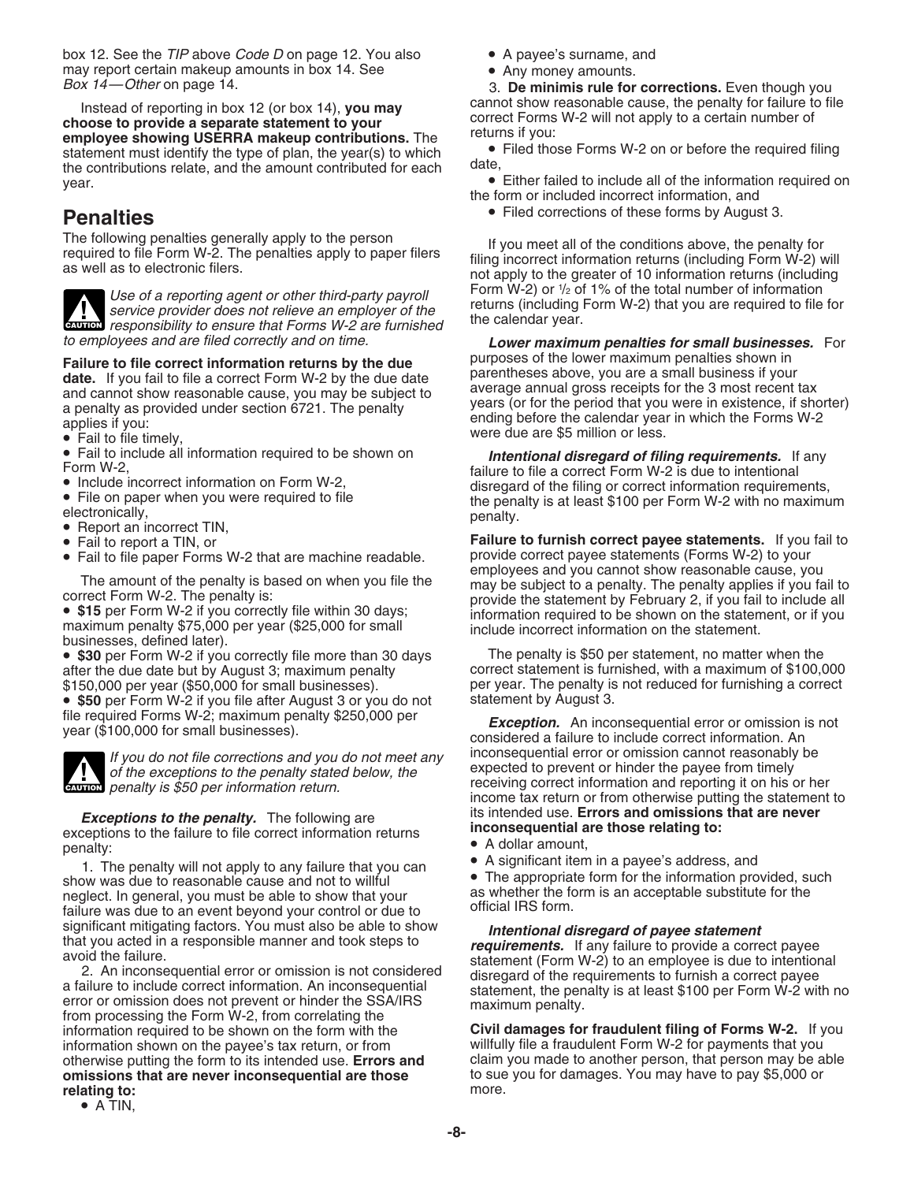box 12. See the *TIP* above *Code D* on page 12. You also may report certain makeup amounts in box 14. See *Box 14—Other* on page 14.

Instead of reporting in box 12 (or box 14), **you may choose to provide a separate statement to your employee showing USERRA makeup contributions.** The statement must identify the type of plan, the year(s) to which the contributions relate, and the amount contributed for each year.

## Penalties

The following penalties generally apply to the person required to file Form W-2. The penalties apply to paper filers as well as to electronic filers.

> **CAUTION:** *Use of a reporting agent or other third-party payroll service provider does not relieve an employer of the responsibility to ensure that Forms W-2 are furnished to employees and are filed correctly and on time.*

**Failure to file correct information returns by the due date.** If you fail to file a correct Form W-2 by the due date and cannot show reasonable cause, you may be subject to a penalty as provided under section 6721. The penalty applies if you:

- Fail to file timely,
- Fail to include all information required to be shown on Form W-2,
- Include incorrect information on Form W-2,
- File on paper when you were required to file electronically,
- Report an incorrect TIN,
- Fail to report a TIN, or
- Fail to file paper Forms W-2 that are machine readable.

The amount of the penalty is based on when you file the correct Form W-2. The penalty is:

- **$15** per Form W-2 if you correctly file within 30 days; maximum penalty $75,000 per year ($25,000 for small businesses, defined later).
- **$30** per Form W-2 if you correctly file more than 30 days after the due date but by August 3; maximum penalty $150,000 per year ($50,000 for small businesses).
- **$50** per Form W-2 if you file after August 3 or you do not file required Forms W-2; maximum penalty $250,000 per year ($100,000 for small businesses).

> **CAUTION:** *If you do not file corrections and you do not meet any of the exceptions to the penalty stated below, the penalty is $50 per information return.*

***Exceptions to the penalty.*** The following are exceptions to the failure to file correct information returns penalty:

1. The penalty will not apply to any failure that you can show was due to reasonable cause and not to willful neglect. In general, you must be able to show that your failure was due to an event beyond your control or due to significant mitigating factors. You must also be able to show that you acted in a responsible manner and took steps to avoid the failure.

2. An inconsequential error or omission is not considered a failure to include correct information. An inconsequential error or omission does not prevent or hinder the SSA/IRS from processing the Form W-2, from correlating the information required to be shown on the form with the information shown on the payee's tax return, or from otherwise putting the form to its intended use. **Errors and omissions that are never inconsequential are those relating to:**

- A TIN,
- A payee's surname, and
- Any money amounts.

3. **De minimis rule for corrections.** Even though you cannot show reasonable cause, the penalty for failure to file correct Forms W-2 will not apply to a certain number of returns if you:

- Filed those Forms W-2 on or before the required filing date,
- Either failed to include all of the information required on the form or included incorrect information, and
- Filed corrections of these forms by August 3.

If you meet all of the conditions above, the penalty for filing incorrect information returns (including Form W-2) will not apply to the greater of 10 information returns (including Form W-2) or ½ of 1% of the total number of information returns (including Form W-2) that you are required to file for the calendar year.

***Lower maximum penalties for small businesses.*** For purposes of the lower maximum penalties shown in parentheses above, you are a small business if your average annual gross receipts for the 3 most recent tax years (or for the period that you were in existence, if shorter) ending before the calendar year in which the Forms W-2 were due are $5 million or less.

***Intentional disregard of filing requirements.*** If any failure to file a correct Form W-2 is due to intentional disregard of the filing or correct information requirements, the penalty is at least $100 per Form W-2 with no maximum penalty.

**Failure to furnish correct payee statements.** If you fail to provide correct payee statements (Forms W-2) to your employees and you cannot show reasonable cause, you may be subject to a penalty. The penalty applies if you fail to provide the statement by February 2, if you fail to include all information required to be shown on the statement, or if you include incorrect information on the statement.

The penalty is $50 per statement, no matter when the correct statement is furnished, with a maximum of $100,000 per year. The penalty is not reduced for furnishing a correct statement by August 3.

***Exception.*** An inconsequential error or omission is not considered a failure to include correct information. An inconsequential error or omission cannot reasonably be expected to prevent or hinder the payee from timely receiving correct information and reporting it on his or her income tax return or from otherwise putting the statement to its intended use. **Errors and omissions that are never inconsequential are those relating to:**

- A dollar amount,
- A significant item in a payee's address, and
- The appropriate form for the information provided, such as whether the form is an acceptable substitute for the official IRS form.

***Intentional disregard of payee statement requirements.*** If any failure to provide a correct payee statement (Form W-2) to an employee is due to intentional disregard of the requirements to furnish a correct payee statement, the penalty is at least $100 per Form W-2 with no maximum penalty.

**Civil damages for fraudulent filing of Forms W-2.** If you willfully file a fraudulent Form W-2 for payments that you claim you made to another person, that person may be able to sue you for damages. You may have to pay $5,000 or more.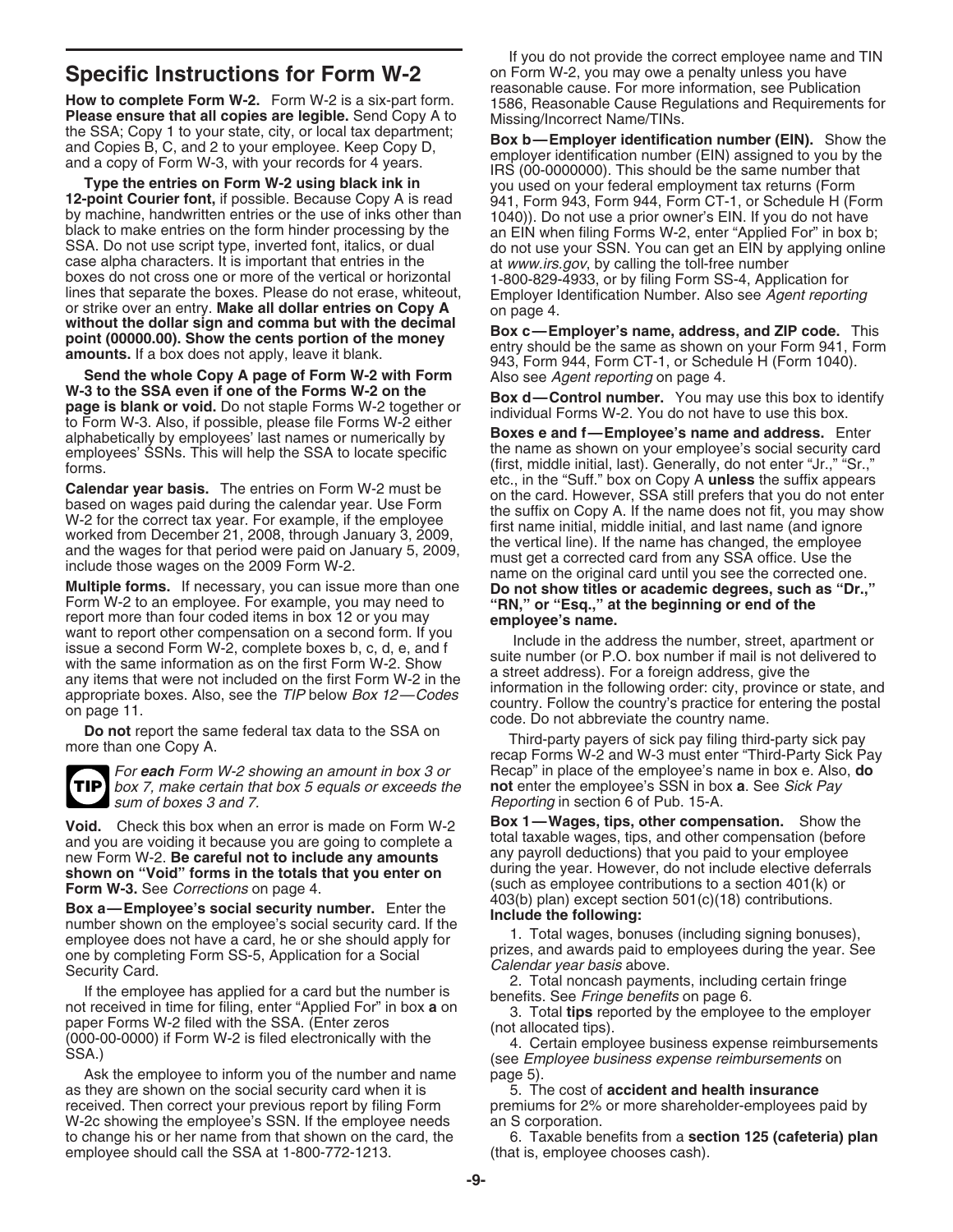## Specific Instructions for Form W-2

**How to complete Form W-2.** Form W-2 is a six-part form. **Please ensure that all copies are legible.** Send Copy A to the SSA; Copy 1 to your state, city, or local tax department; and Copies B, C, and 2 to your employee. Keep Copy D, and a copy of Form W-3, with your records for 4 years.

**Type the entries on Form W-2 using black ink in 12-point Courier font,** if possible. Because Copy A is read by machine, handwritten entries or the use of inks other than black to make entries on the form hinder processing by the SSA. Do not use script type, inverted font, italics, or dual case alpha characters. It is important that entries in the boxes do not cross one or more of the vertical or horizontal lines that separate the boxes. Please do not erase, whiteout, or strike over an entry. **Make all dollar entries on Copy A without the dollar sign and comma but with the decimal point (00000.00). Show the cents portion of the money amounts.** If a box does not apply, leave it blank.

**Send the whole Copy A page of Form W-2 with Form W-3 to the SSA even if one of the Forms W-2 on the page is blank or void.** Do not staple Forms W-2 together or to Form W-3. Also, if possible, please file Forms W-2 either alphabetically by employees' last names or numerically by employees' SSNs. This will help the SSA to locate specific forms.

**Calendar year basis.** The entries on Form W-2 must be based on wages paid during the calendar year. Use Form W-2 for the correct tax year. For example, if the employee worked from December 21, 2008, through January 3, 2009, and the wages for that period were paid on January 5, 2009, include those wages on the 2009 Form W-2.

**Multiple forms.** If necessary, you can issue more than one Form W-2 to an employee. For example, you may need to report more than four coded items in box 12 or you may want to report other compensation on a second form. If you issue a second Form W-2, complete boxes b, c, d, e, and f with the same information as on the first Form W-2. Show any items that were not included on the first Form W-2 in the appropriate boxes. Also, see the *TIP* below *Box 12—Codes* on page 11.

**Do not** report the same federal tax data to the SSA on more than one Copy A.

**TIP:** *For **each** Form W-2 showing an amount in box 3 or box 7, make certain that box 5 equals or exceeds the sum of boxes 3 and 7.*

**Void.** Check this box when an error is made on Form W-2 and you are voiding it because you are going to complete a new Form W-2. **Be careful not to include any amounts shown on "Void" forms in the totals that you enter on Form W-3.** See *Corrections* on page 4.

**Box a—Employee's social security number.** Enter the number shown on the employee's social security card. If the employee does not have a card, he or she should apply for one by completing Form SS-5, Application for a Social Security Card.

If the employee has applied for a card but the number is not received in time for filing, enter "Applied For" in box **a** on paper Forms W-2 filed with the SSA. (Enter zeros (000-00-0000) if Form W-2 is filed electronically with the SSA.)

Ask the employee to inform you of the number and name as they are shown on the social security card when it is received. Then correct your previous report by filing Form W-2c showing the employee's SSN. If the employee needs to change his or her name from that shown on the card, the employee should call the SSA at 1-800-772-1213.

If you do not provide the correct employee name and TIN on Form W-2, you may owe a penalty unless you have reasonable cause. For more information, see Publication 1586, Reasonable Cause Regulations and Requirements for Missing/Incorrect Name/TINs.

**Box b—Employer identification number (EIN).** Show the employer identification number (EIN) assigned to you by the IRS (00-0000000). This should be the same number that you used on your federal employment tax returns (Form 941, Form 943, Form 944, Form CT-1, or Schedule H (Form 1040)). Do not use a prior owner's EIN. If you do not have an EIN when filing Forms W-2, enter "Applied For" in box b; do not use your SSN. You can get an EIN by applying online at *www.irs.gov*, by calling the toll-free number 1-800-829-4933, or by filing Form SS-4, Application for Employer Identification Number. Also see *Agent reporting* on page 4.

**Box c—Employer's name, address, and ZIP code.** This entry should be the same as shown on your Form 941, Form 943, Form 944, Form CT-1, or Schedule H (Form 1040). Also see *Agent reporting* on page 4.

**Box d—Control number.** You may use this box to identify individual Forms W-2. You do not have to use this box.

**Boxes e and f—Employee's name and address.** Enter the name as shown on your employee's social security card (first, middle initial, last). Generally, do not enter "Jr.," "Sr.," etc., in the "Suff." box on Copy A **unless** the suffix appears on the card. However, SSA still prefers that you do not enter the suffix on Copy A. If the name does not fit, you may show first name initial, middle initial, and last name (and ignore the vertical line). If the name has changed, the employee must get a corrected card from any SSA office. Use the name on the original card until you see the corrected one. **Do not show titles or academic degrees, such as "Dr.," "RN," or "Esq.," at the beginning or end of the employee's name.**

Include in the address the number, street, apartment or suite number (or P.O. box number if mail is not delivered to a street address). For a foreign address, give the information in the following order: city, province or state, and country. Follow the country's practice for entering the postal code. Do not abbreviate the country name.

Third-party payers of sick pay filing third-party sick pay recap Forms W-2 and W-3 must enter "Third-Party Sick Pay Recap" in place of the employee's name in box e. Also, **do not** enter the employee's SSN in box **a**. See *Sick Pay Reporting* in section 6 of Pub. 15-A.

**Box 1—Wages, tips, other compensation.** Show the total taxable wages, tips, and other compensation (before any payroll deductions) that you paid to your employee during the year. However, do not include elective deferrals (such as employee contributions to a section 401(k) or 403(b) plan) except section 501(c)(18) contributions. **Include the following:**

1. Total wages, bonuses (including signing bonuses), prizes, and awards paid to employees during the year. See *Calendar year basis* above.
2. Total noncash payments, including certain fringe benefits. See *Fringe benefits* on page 6.
3. Total **tips** reported by the employee to the employer (not allocated tips).
4. Certain employee business expense reimbursements (see *Employee business expense reimbursements* on page 5).
5. The cost of **accident and health insurance** premiums for 2% or more shareholder-employees paid by an S corporation.
6. Taxable benefits from a **section 125 (cafeteria) plan** (that is, employee chooses cash).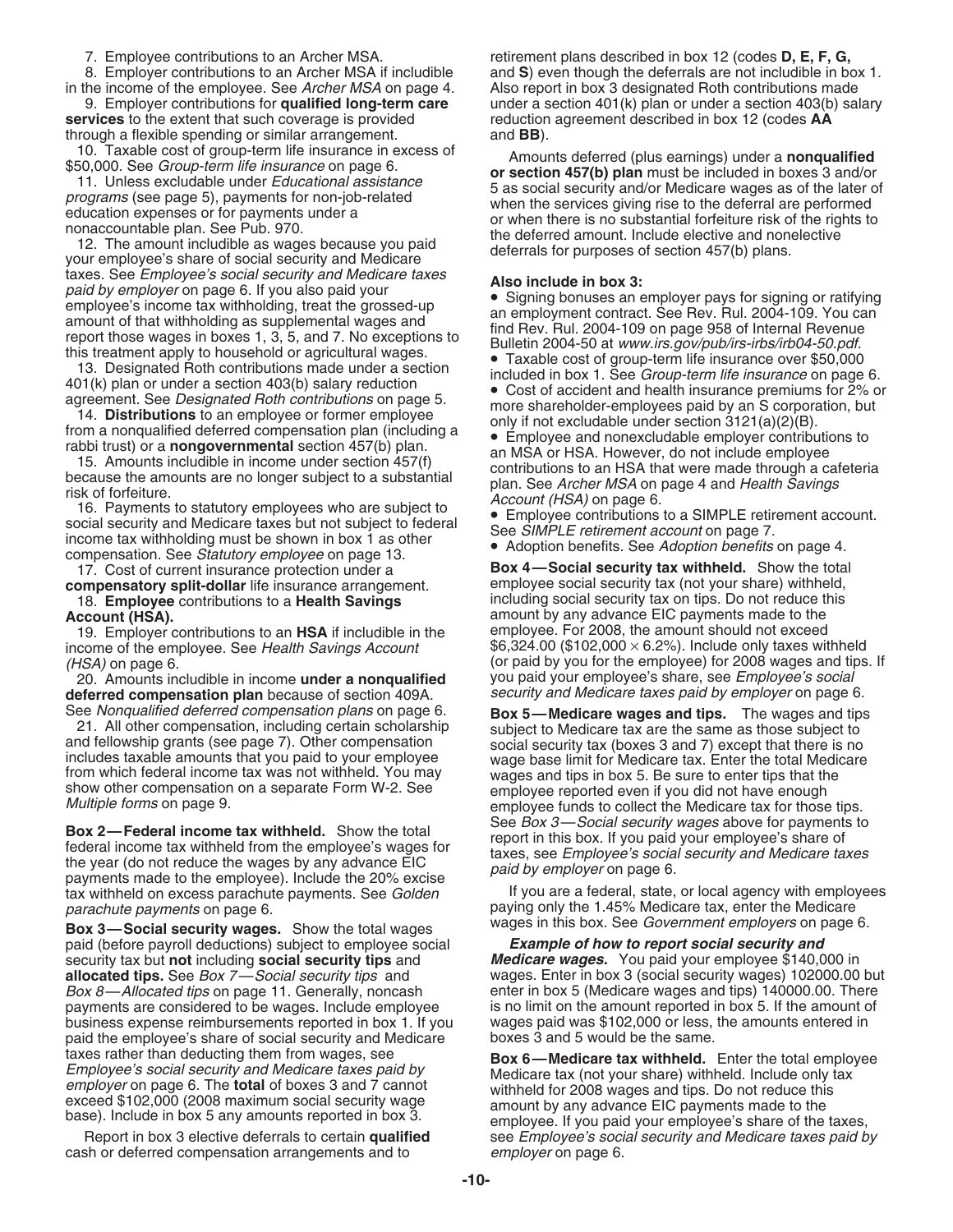7. Employee contributions to an Archer MSA.

8. Employer contributions to an Archer MSA if includible in the income of the employee. See *Archer MSA* on page 4.

9. Employer contributions for **qualified long-term care services** to the extent that such coverage is provided through a flexible spending or similar arrangement.

10. Taxable cost of group-term life insurance in excess of $50,000. See *Group-term life insurance* on page 6.

11. Unless excludable under *Educational assistance programs* (see page 5), payments for non-job-related education expenses or for payments under a nonaccountable plan. See Pub. 970.

12. The amount includible as wages because you paid your employee's share of social security and Medicare taxes. See *Employee's social security and Medicare taxes paid by employer* on page 6. If you also paid your employee's income tax withholding, treat the grossed-up amount of that withholding as supplemental wages and report those wages in boxes 1, 3, 5, and 7. No exceptions to this treatment apply to household or agricultural wages.

13. Designated Roth contributions made under a section 401(k) plan or under a section 403(b) salary reduction agreement. See *Designated Roth contributions* on page 5.

14. **Distributions** to an employee or former employee from a nonqualified deferred compensation plan (including a rabbi trust) or a **nongovernmental** section 457(b) plan.

15. Amounts includible in income under section 457(f) because the amounts are no longer subject to a substantial risk of forfeiture.

16. Payments to statutory employees who are subject to social security and Medicare taxes but not subject to federal income tax withholding must be shown in box 1 as other compensation. See *Statutory employee* on page 13.

17. Cost of current insurance protection under a **compensatory split-dollar** life insurance arrangement.

18. **Employee** contributions to a **Health Savings Account (HSA).**

19. Employer contributions to an **HSA** if includible in the income of the employee. See *Health Savings Account (HSA)* on page 6.

20. Amounts includible in income **under a nonqualified deferred compensation plan** because of section 409A. See *Nonqualified deferred compensation plans* on page 6.

21. All other compensation, including certain scholarship and fellowship grants (see page 7). Other compensation includes taxable amounts that you paid to your employee from which federal income tax was not withheld. You may show other compensation on a separate Form W-2. See *Multiple forms* on page 9.

**Box 2—Federal income tax withheld.** Show the total federal income tax withheld from the employee's wages for the year (do not reduce the wages by any advance EIC payments made to the employee). Include the 20% excise tax withheld on excess parachute payments. See *Golden parachute payments* on page 6.

**Box 3—Social security wages.** Show the total wages paid (before payroll deductions) subject to employee social security tax but **not** including **social security tips** and **allocated tips.** See *Box 7—Social security tips* and *Box 8—Allocated tips* on page 11. Generally, noncash payments are considered to be wages. Include employee business expense reimbursements reported in box 1. If you paid the employee's share of social security and Medicare taxes rather than deducting them from wages, see *Employee's social security and Medicare taxes paid by employer* on page 6. The **total** of boxes 3 and 7 cannot exceed $102,000 (2008 maximum social security wage base). Include in box 5 any amounts reported in box 3.

Report in box 3 elective deferrals to certain **qualified** cash or deferred compensation arrangements and to retirement plans described in box 12 (codes **D, E, F, G,** and **S**) even though the deferrals are not includible in box 1. Also report in box 3 designated Roth contributions made under a section 401(k) plan or under a section 403(b) salary reduction agreement described in box 12 (codes **AA** and **BB**).

Amounts deferred (plus earnings) under a **nonqualified or section 457(b) plan** must be included in boxes 3 and/or 5 as social security and/or Medicare wages as of the later of when the services giving rise to the deferral are performed or when there is no substantial forfeiture risk of the rights to the deferred amount. Include elective and nonelective deferrals for purposes of section 457(b) plans.

**Also include in box 3:**

- Signing bonuses an employer pays for signing or ratifying an employment contract. See Rev. Rul. 2004-109. You can find Rev. Rul. 2004-109 on page 958 of Internal Revenue Bulletin 2004-50 at *www.irs.gov/pub/irs-irbs/irb04-50.pdf.*
- Taxable cost of group-term life insurance over $50,000 included in box 1. See *Group-term life insurance* on page 6.
- Cost of accident and health insurance premiums for 2% or more shareholder-employees paid by an S corporation, but only if not excludable under section 3121(a)(2)(B).
- Employee and nonexcludable employer contributions to an MSA or HSA. However, do not include employee contributions to an HSA that were made through a cafeteria plan. See *Archer MSA* on page 4 and *Health Savings Account (HSA)* on page 6.
- Employee contributions to a SIMPLE retirement account. See *SIMPLE retirement account* on page 7.
- Adoption benefits. See *Adoption benefits* on page 4.

**Box 4—Social security tax withheld.** Show the total employee social security tax (not your share) withheld, including social security tax on tips. Do not reduce this amount by any advance EIC payments made to the employee. For 2008, the amount should not exceed $6,324.00 ($102,000 × 6.2%). Include only taxes withheld (or paid by you for the employee) for 2008 wages and tips. If you paid your employee's share, see *Employee's social security and Medicare taxes paid by employer* on page 6.

**Box 5—Medicare wages and tips.** The wages and tips subject to Medicare tax are the same as those subject to social security tax (boxes 3 and 7) except that there is no wage base limit for Medicare tax. Enter the total Medicare wages and tips in box 5. Be sure to enter tips that the employee reported even if you did not have enough employee funds to collect the Medicare tax for those tips. See *Box 3—Social security wages* above for payments to report in this box. If you paid your employee's share of taxes, see *Employee's social security and Medicare taxes paid by employer* on page 6.

If you are a federal, state, or local agency with employees paying only the 1.45% Medicare tax, enter the Medicare wages in this box. See *Government employers* on page 6.

***Example of how to report social security and Medicare wages.*** You paid your employee $140,000 in wages. Enter in box 3 (social security wages) 102000.00 but enter in box 5 (Medicare wages and tips) 140000.00. There is no limit on the amount reported in box 5. If the amount of wages paid was $102,000 or less, the amounts entered in boxes 3 and 5 would be the same.

**Box 6—Medicare tax withheld.** Enter the total employee Medicare tax (not your share) withheld. Include only tax withheld for 2008 wages and tips. Do not reduce this amount by any advance EIC payments made to the employee. If you paid your employee's share of the taxes, see *Employee's social security and Medicare taxes paid by employer* on page 6.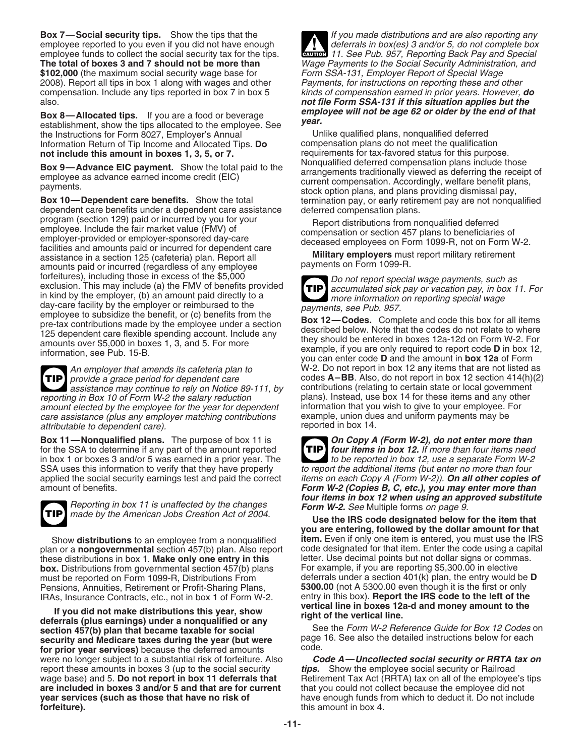**Box 7—Social security tips.** Show the tips that the employee reported to you even if you did not have enough employee funds to collect the social security tax for the tips. **The total of boxes 3 and 7 should not be more than $102,000** (the maximum social security wage base for 2008). Report all tips in box 1 along with wages and other compensation. Include any tips reported in box 7 in box 5 also.

**Box 8—Allocated tips.** If you are a food or beverage establishment, show the tips allocated to the employee. See the Instructions for Form 8027, Employer's Annual Information Return of Tip Income and Allocated Tips. **Do not include this amount in boxes 1, 3, 5, or 7.**

**Box 9—Advance EIC payment.** Show the total paid to the employee as advance earned income credit (EIC) payments.

**Box 10—Dependent care benefits.** Show the total dependent care benefits under a dependent care assistance program (section 129) paid or incurred by you for your employee. Include the fair market value (FMV) of employer-provided or employer-sponsored day-care facilities and amounts paid or incurred for dependent care assistance in a section 125 (cafeteria) plan. Report all amounts paid or incurred (regardless of any employee forfeitures), including those in excess of the $5,000 exclusion. This may include (a) the FMV of benefits provided in kind by the employer, (b) an amount paid directly to a day-care facility by the employer or reimbursed to the employee to subsidize the benefit, or (c) benefits from the pre-tax contributions made by the employee under a section 125 dependent care flexible spending account. Include any amounts over $5,000 in boxes 1, 3, and 5. For more information, see Pub. 15-B.

> **TIP** *An employer that amends its cafeteria plan to provide a grace period for dependent care assistance may continue to rely on Notice 89-111, by reporting in Box 10 of Form W-2 the salary reduction amount elected by the employee for the year for dependent care assistance (plus any employer matching contributions attributable to dependent care).*

**Box 11—Nonqualified plans.** The purpose of box 11 is for the SSA to determine if any part of the amount reported in box 1 or boxes 3 and/or 5 was earned in a prior year. The SSA uses this information to verify that they have properly applied the social security earnings test and paid the correct amount of benefits.

> **TIP** *Reporting in box 11 is unaffected by the changes made by the American Jobs Creation Act of 2004.*

Show **distributions** to an employee from a nonqualified plan or a **nongovernmental** section 457(b) plan. Also report these distributions in box 1. **Make only one entry in this box.** Distributions from governmental section 457(b) plans must be reported on Form 1099-R, Distributions From Pensions, Annuities, Retirement or Profit-Sharing Plans, IRAs, Insurance Contracts, etc., not in box 1 of Form W-2.

**If you did not make distributions this year, show deferrals (plus earnings) under a nonqualified or any section 457(b) plan that became taxable for social security and Medicare taxes during the year (but were for prior year services)** because the deferred amounts were no longer subject to a substantial risk of forfeiture. Also report these amounts in boxes 3 (up to the social security wage base) and 5. **Do not report in box 11 deferrals that are included in boxes 3 and/or 5 and that are for current year services (such as those that have no risk of forfeiture).**

> **CAUTION** *If you made distributions and are also reporting any deferrals in box(es) 3 and/or 5, do not complete box 11. See Pub. 957, Reporting Back Pay and Special Wage Payments to the Social Security Administration, and Form SSA-131, Employer Report of Special Wage Payments, for instructions on reporting these and other kinds of compensation earned in prior years. However,* ***do not file Form SSA-131 if this situation applies but the employee will not be age 62 or older by the end of that year.***

Unlike qualified plans, nonqualified deferred compensation plans do not meet the qualification requirements for tax-favored status for this purpose. Nonqualified deferred compensation plans include those arrangements traditionally viewed as deferring the receipt of current compensation. Accordingly, welfare benefit plans, stock option plans, and plans providing dismissal pay, termination pay, or early retirement pay are not nonqualified deferred compensation plans.

Report distributions from nonqualified deferred compensation or section 457 plans to beneficiaries of deceased employees on Form 1099-R, not on Form W-2.

**Military employers** must report military retirement payments on Form 1099-R.

> **TIP** *Do not report special wage payments, such as accumulated sick pay or vacation pay, in box 11. For more information on reporting special wage payments, see Pub. 957.*

**Box 12—Codes.** Complete and code this box for all items described below. Note that the codes do not relate to where they should be entered in boxes 12a-12d on Form W-2. For example, if you are only required to report code **D** in box 12, you can enter code **D** and the amount in **box 12a** of Form W-2. Do not report in box 12 any items that are not listed as codes **A–BB**. Also, do not report in box 12 section 414(h)(2) contributions (relating to certain state or local government plans). Instead, use box 14 for these items and any other information that you wish to give to your employee. For example, union dues and uniform payments may be reported in box 14.

> **TIP** ***On Copy A (Form W-2), do not enter more than four items in box 12.*** *If more than four items need to be reported in box 12, use a separate Form W-2 to report the additional items (but enter no more than four items on each Copy A (Form W-2)).* ***On all other copies of Form W-2 (Copies B, C, etc.), you may enter more than four items in box 12 when using an approved substitute Form W-2.*** *See* Multiple forms *on page 9.*

**Use the IRS code designated below for the item that you are entering, followed by the dollar amount for that item.** Even if only one item is entered, you must use the IRS code designated for that item. Enter the code using a capital letter. Use decimal points but not dollar signs or commas. For example, if you are reporting $5,300.00 in elective deferrals under a section 401(k) plan, the entry would be **D 5300.00** (not A 5300.00 even though it is the first or only entry in this box). **Report the IRS code to the left of the vertical line in boxes 12a-d and money amount to the right of the vertical line.**

See the *Form W-2 Reference Guide for Box 12 Codes* on page 16. See also the detailed instructions below for each code.

***Code A—Uncollected social security or RRTA tax on tips.*** Show the employee social security or Railroad Retirement Tax Act (RRTA) tax on all of the employee's tips that you could not collect because the employee did not have enough funds from which to deduct it. Do not include this amount in box 4.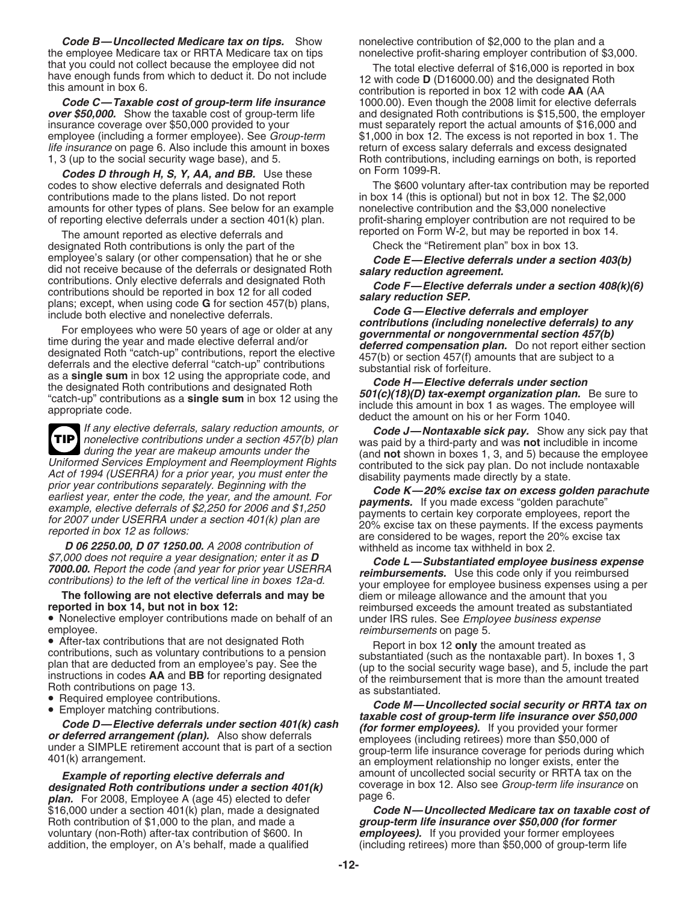***Code B—Uncollected Medicare tax on tips.*** Show the employee Medicare tax or RRTA Medicare tax on tips that you could not collect because the employee did not have enough funds from which to deduct it. Do not include this amount in box 6.

***Code C—Taxable cost of group-term life insurance over $50,000.*** Show the taxable cost of group-term life insurance coverage over $50,000 provided to your employee (including a former employee). See *Group-term life insurance* on page 6. Also include this amount in boxes 1, 3 (up to the social security wage base), and 5.

***Codes D through H, S, Y, AA, and BB.*** Use these codes to show elective deferrals and designated Roth contributions made to the plans listed. Do not report amounts for other types of plans. See below for an example of reporting elective deferrals under a section 401(k) plan.

The amount reported as elective deferrals and designated Roth contributions is only the part of the employee's salary (or other compensation) that he or she did not receive because of the deferrals or designated Roth contributions. Only elective deferrals and designated Roth contributions should be reported in box 12 for all coded plans; except, when using code **G** for section 457(b) plans, include both elective and nonelective deferrals.

For employees who were 50 years of age or older at any time during the year and made elective deferral and/or designated Roth "catch-up" contributions, report the elective deferrals and the elective deferral "catch-up" contributions as a **single sum** in box 12 using the appropriate code, and the designated Roth contributions and designated Roth "catch-up" contributions as a **single sum** in box 12 using the appropriate code.

**TIP** *If any elective deferrals, salary reduction amounts, or nonelective contributions under a section 457(b) plan during the year are makeup amounts under the Uniformed Services Employment and Reemployment Rights Act of 1994 (USERRA) for a prior year, you must enter the prior year contributions separately. Beginning with the earliest year, enter the code, the year, and the amount. For example, elective deferrals of $2,250 for 2006 and $1,250 for 2007 under USERRA under a section 401(k) plan are reported in box 12 as follows:*

***D 06 2250.00, D 07 1250.00.*** *A 2008 contribution of $7,000 does not require a year designation; enter it as* ***D 7000.00.*** *Report the code (and year for prior year USERRA contributions) to the left of the vertical line in boxes 12a-d.*

**The following are not elective deferrals and may be reported in box 14, but not in box 12:**

- Nonelective employer contributions made on behalf of an employee.
- After-tax contributions that are not designated Roth contributions, such as voluntary contributions to a pension plan that are deducted from an employee's pay. See the instructions in codes **AA** and **BB** for reporting designated Roth contributions on page 13.
- Required employee contributions.
- Employer matching contributions.

***Code D—Elective deferrals under section 401(k) cash or deferred arrangement (plan).*** Also show deferrals under a SIMPLE retirement account that is part of a section 401(k) arrangement.

***Example of reporting elective deferrals and designated Roth contributions under a section 401(k) plan.*** For 2008, Employee A (age 45) elected to defer $16,000 under a section 401(k) plan, made a designated Roth contribution of $1,000 to the plan, and made a voluntary (non-Roth) after-tax contribution of $600. In addition, the employer, on A's behalf, made a qualified nonelective contribution of $2,000 to the plan and a nonelective profit-sharing employer contribution of $3,000.

The total elective deferral of $16,000 is reported in box 12 with code **D** (D16000.00) and the designated Roth contribution is reported in box 12 with code **AA** (AA 1000.00). Even though the 2008 limit for elective deferrals and designated Roth contributions is $15,500, the employer must separately report the actual amounts of $16,000 and $1,000 in box 12. The excess is not reported in box 1. The return of excess salary deferrals and excess designated Roth contributions, including earnings on both, is reported on Form 1099-R.

The $600 voluntary after-tax contribution may be reported in box 14 (this is optional) but not in box 12. The $2,000 nonelective contribution and the $3,000 nonelective profit-sharing employer contribution are not required to be reported on Form W-2, but may be reported in box 14.

Check the "Retirement plan" box in box 13.

***Code E—Elective deferrals under a section 403(b) salary reduction agreement.***

***Code F—Elective deferrals under a section 408(k)(6) salary reduction SEP.***

***Code G—Elective deferrals and employer contributions (including nonelective deferrals) to any governmental or nongovernmental section 457(b) deferred compensation plan.*** Do not report either section 457(b) or section 457(f) amounts that are subject to a substantial risk of forfeiture.

***Code H—Elective deferrals under section 501(c)(18)(D) tax-exempt organization plan.*** Be sure to include this amount in box 1 as wages. The employee will deduct the amount on his or her Form 1040.

***Code J—Nontaxable sick pay.*** Show any sick pay that was paid by a third-party and was **not** includible in income (and **not** shown in boxes 1, 3, and 5) because the employee contributed to the sick pay plan. Do not include nontaxable disability payments made directly by a state.

***Code K—20% excise tax on excess golden parachute payments.*** If you made excess "golden parachute" payments to certain key corporate employees, report the 20% excise tax on these payments. If the excess payments are considered to be wages, report the 20% excise tax withheld as income tax withheld in box 2.

***Code L—Substantiated employee business expense reimbursements.*** Use this code only if you reimbursed your employee for employee business expenses using a per diem or mileage allowance and the amount that you reimbursed exceeds the amount treated as substantiated under IRS rules. See *Employee business expense reimbursements* on page 5.

Report in box 12 **only** the amount treated as substantiated (such as the nontaxable part). In boxes 1, 3 (up to the social security wage base), and 5, include the part of the reimbursement that is more than the amount treated as substantiated.

***Code M—Uncollected social security or RRTA tax on taxable cost of group-term life insurance over $50,000 (for former employees).*** If you provided your former employees (including retirees) more than $50,000 of group-term life insurance coverage for periods during which an employment relationship no longer exists, enter the amount of uncollected social security or RRTA tax on the coverage in box 12. Also see *Group-term life insurance* on page 6.

***Code N—Uncollected Medicare tax on taxable cost of group-term life insurance over $50,000 (for former employees).*** If you provided your former employees (including retirees) more than $50,000 of group-term life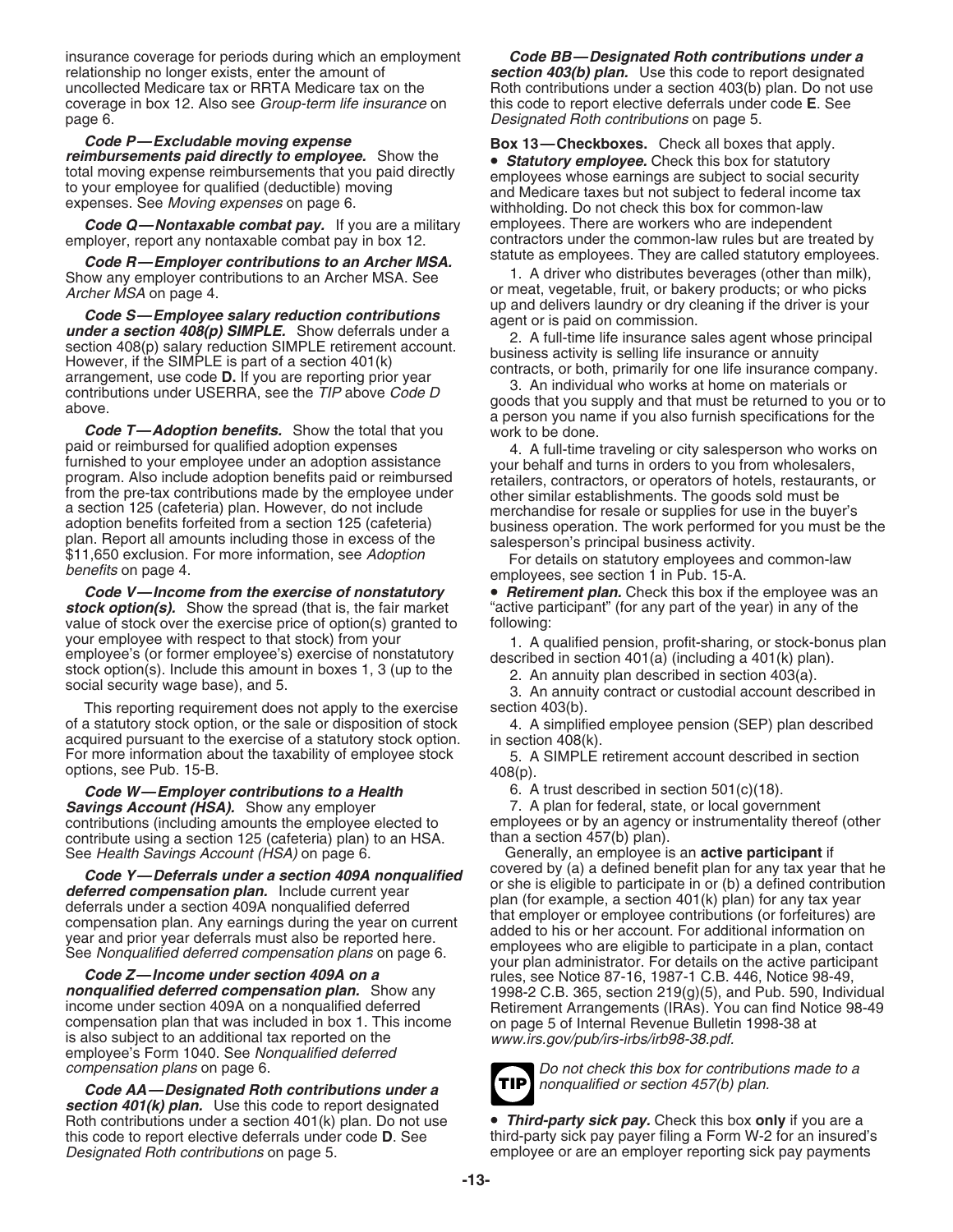insurance coverage for periods during which an employment relationship no longer exists, enter the amount of uncollected Medicare tax or RRTA Medicare tax on the coverage in box 12. Also see *Group-term life insurance* on page 6.

***Code P—Excludable moving expense reimbursements paid directly to employee.*** Show the total moving expense reimbursements that you paid directly to your employee for qualified (deductible) moving expenses. See *Moving expenses* on page 6.

***Code Q—Nontaxable combat pay.*** If you are a military employer, report any nontaxable combat pay in box 12.

***Code R—Employer contributions to an Archer MSA.*** Show any employer contributions to an Archer MSA. See *Archer MSA* on page 4.

***Code S—Employee salary reduction contributions under a section 408(p) SIMPLE.*** Show deferrals under a section 408(p) salary reduction SIMPLE retirement account. However, if the SIMPLE is part of a section 401(k) arrangement, use code **D.** If you are reporting prior year contributions under USERRA, see the *TIP* above *Code D* above.

***Code T—Adoption benefits.*** Show the total that you paid or reimbursed for qualified adoption expenses furnished to your employee under an adoption assistance program. Also include adoption benefits paid or reimbursed from the pre-tax contributions made by the employee under a section 125 (cafeteria) plan. However, do not include adoption benefits forfeited from a section 125 (cafeteria) plan. Report all amounts including those in excess of the $11,650 exclusion. For more information, see *Adoption benefits* on page 4.

***Code V—Income from the exercise of nonstatutory stock option(s).*** Show the spread (that is, the fair market value of stock over the exercise price of option(s) granted to your employee with respect to that stock) from your employee's (or former employee's) exercise of nonstatutory stock option(s). Include this amount in boxes 1, 3 (up to the social security wage base), and 5.

This reporting requirement does not apply to the exercise of a statutory stock option, or the sale or disposition of stock acquired pursuant to the exercise of a statutory stock option. For more information about the taxability of employee stock options, see Pub. 15-B.

***Code W—Employer contributions to a Health Savings Account (HSA).*** Show any employer contributions (including amounts the employee elected to contribute using a section 125 (cafeteria) plan) to an HSA. See *Health Savings Account (HSA)* on page 6.

***Code Y—Deferrals under a section 409A nonqualified deferred compensation plan.*** Include current year deferrals under a section 409A nonqualified deferred compensation plan. Any earnings during the year on current year and prior year deferrals must also be reported here. See *Nonqualified deferred compensation plans* on page 6.

***Code Z—Income under section 409A on a nonqualified deferred compensation plan.*** Show any income under section 409A on a nonqualified deferred compensation plan that was included in box 1. This income is also subject to an additional tax reported on the employee's Form 1040. See *Nonqualified deferred compensation plans* on page 6.

***Code AA—Designated Roth contributions under a section 401(k) plan.*** Use this code to report designated Roth contributions under a section 401(k) plan. Do not use this code to report elective deferrals under code **D**. See *Designated Roth contributions* on page 5.

***Code BB—Designated Roth contributions under a section 403(b) plan.*** Use this code to report designated Roth contributions under a section 403(b) plan. Do not use this code to report elective deferrals under code **E**. See *Designated Roth contributions* on page 5.

**Box 13—Checkboxes.** Check all boxes that apply.

- ***Statutory employee.*** Check this box for statutory employees whose earnings are subject to social security and Medicare taxes but not subject to federal income tax withholding. Do not check this box for common-law employees. There are workers who are independent contractors under the common-law rules but are treated by statute as employees. They are called statutory employees.

1. A driver who distributes beverages (other than milk), or meat, vegetable, fruit, or bakery products; or who picks up and delivers laundry or dry cleaning if the driver is your agent or is paid on commission.
2. A full-time life insurance sales agent whose principal business activity is selling life insurance or annuity contracts, or both, primarily for one life insurance company.
3. An individual who works at home on materials or goods that you supply and that must be returned to you or to a person you name if you also furnish specifications for the work to be done.
4. A full-time traveling or city salesperson who works on your behalf and turns in orders to you from wholesalers, retailers, contractors, or operators of hotels, restaurants, or other similar establishments. The goods sold must be merchandise for resale or supplies for use in the buyer's business operation. The work performed for you must be the salesperson's principal business activity.

For details on statutory employees and common-law employees, see section 1 in Pub. 15-A.

- ***Retirement plan.*** Check this box if the employee was an "active participant" (for any part of the year) in any of the following:

1. A qualified pension, profit-sharing, or stock-bonus plan described in section 401(a) (including a 401(k) plan).
2. An annuity plan described in section 403(a).
3. An annuity contract or custodial account described in section 403(b).
4. A simplified employee pension (SEP) plan described in section 408(k).
5. A SIMPLE retirement account described in section 408(p).
6. A trust described in section 501(c)(18).
7. A plan for federal, state, or local government employees or by an agency or instrumentality thereof (other than a section 457(b) plan).

Generally, an employee is an **active participant** if covered by (a) a defined benefit plan for any tax year that he or she is eligible to participate in or (b) a defined contribution plan (for example, a section 401(k) plan) for any tax year that employer or employee contributions (or forfeitures) are added to his or her account. For additional information on employees who are eligible to participate in a plan, contact your plan administrator. For details on the active participant rules, see Notice 87-16, 1987-1 C.B. 446, Notice 98-49, 1998-2 C.B. 365, section 219(g)(5), and Pub. 590, Individual Retirement Arrangements (IRAs). You can find Notice 98-49 on page 5 of Internal Revenue Bulletin 1998-38 at *www.irs.gov/pub/irs-irbs/irb98-38.pdf.*

**TIP** *Do not check this box for contributions made to a nonqualified or section 457(b) plan.*

- ***Third-party sick pay.*** Check this box **only** if you are a third-party sick pay payer filing a Form W-2 for an insured's employee or are an employer reporting sick pay payments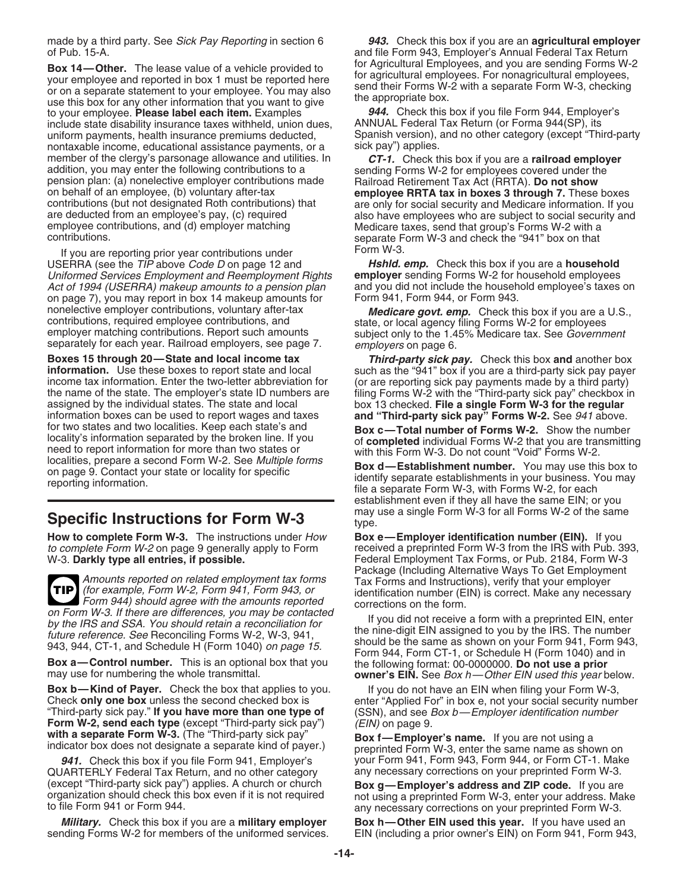made by a third party. See *Sick Pay Reporting* in section 6 of Pub. 15-A.

**Box 14—Other.** The lease value of a vehicle provided to your employee and reported in box 1 must be reported here or on a separate statement to your employee. You may also use this box for any other information that you want to give to your employee. **Please label each item.** Examples include state disability insurance taxes withheld, union dues, uniform payments, health insurance premiums deducted, nontaxable income, educational assistance payments, or a member of the clergy's parsonage allowance and utilities. In addition, you may enter the following contributions to a pension plan: (a) nonelective employer contributions made on behalf of an employee, (b) voluntary after-tax contributions (but not designated Roth contributions) that are deducted from an employee's pay, (c) required employee contributions, and (d) employer matching contributions.

If you are reporting prior year contributions under USERRA (see the *TIP* above *Code D* on page 12 and *Uniformed Services Employment and Reemployment Rights Act of 1994 (USERRA) makeup amounts to a pension plan* on page 7), you may report in box 14 makeup amounts for nonelective employer contributions, voluntary after-tax contributions, required employee contributions, and employer matching contributions. Report such amounts separately for each year. Railroad employers, see page 7.

**Boxes 15 through 20—State and local income tax information.** Use these boxes to report state and local income tax information. Enter the two-letter abbreviation for the name of the state. The employer's state ID numbers are assigned by the individual states. The state and local information boxes can be used to report wages and taxes for two states and two localities. Keep each state's and locality's information separated by the broken line. If you need to report information for more than two states or localities, prepare a second Form W-2. See *Multiple forms* on page 9. Contact your state or locality for specific reporting information.

## Specific Instructions for Form W-3

**How to complete Form W-3.** The instructions under *How to complete Form W-2* on page 9 generally apply to Form W-3. **Darkly type all entries, if possible.**

**TIP** *Amounts reported on related employment tax forms (for example, Form W-2, Form 941, Form 943, or Form 944) should agree with the amounts reported on Form W-3. If there are differences, you may be contacted by the IRS and SSA. You should retain a reconciliation for future reference. See* Reconciling Forms W-2, W-3, 941, 943, 944, CT-1, and Schedule H (Form 1040) *on page 15.*

**Box a—Control number.** This is an optional box that you may use for numbering the whole transmittal.

**Box b—Kind of Payer.** Check the box that applies to you. Check **only one box** unless the second checked box is "Third-party sick pay." **If you have more than one type of Form W-2, send each type** (except "Third-party sick pay") **with a separate Form W-3.** (The "Third-party sick pay" indicator box does not designate a separate kind of payer.)

***941.*** Check this box if you file Form 941, Employer's QUARTERLY Federal Tax Return, and no other category (except "Third-party sick pay") applies. A church or church organization should check this box even if it is not required to file Form 941 or Form 944.

***Military.*** Check this box if you are a **military employer** sending Forms W-2 for members of the uniformed services.

***943.*** Check this box if you are an **agricultural employer** and file Form 943, Employer's Annual Federal Tax Return for Agricultural Employees, and you are sending Forms W-2 for agricultural employees. For nonagricultural employees, send their Forms W-2 with a separate Form W-3, checking the appropriate box.

***944.*** Check this box if you file Form 944, Employer's ANNUAL Federal Tax Return (or Forma 944(SP), its Spanish version), and no other category (except "Third-party sick pay") applies.

***CT-1.*** Check this box if you are a **railroad employer** sending Forms W-2 for employees covered under the Railroad Retirement Tax Act (RRTA). **Do not show employee RRTA tax in boxes 3 through 7.** These boxes are only for social security and Medicare information. If you also have employees who are subject to social security and Medicare taxes, send that group's Forms W-2 with a separate Form W-3 and check the "941" box on that Form W-3.

***Hshld. emp.*** Check this box if you are a **household employer** sending Forms W-2 for household employees and you did not include the household employee's taxes on Form 941, Form 944, or Form 943.

***Medicare govt. emp.*** Check this box if you are a U.S., state, or local agency filing Forms W-2 for employees subject only to the 1.45% Medicare tax. See *Government employers* on page 6.

***Third-party sick pay.*** Check this box **and** another box such as the "941" box if you are a third-party sick pay payer (or are reporting sick pay payments made by a third party) filing Forms W-2 with the "Third-party sick pay" checkbox in box 13 checked. **File a single Form W-3 for the regular and "Third-party sick pay" Forms W-2.** See *941* above.

**Box c—Total number of Forms W-2.** Show the number of **completed** individual Forms W-2 that you are transmitting with this Form W-3. Do not count "Void" Forms W-2.

**Box d—Establishment number.** You may use this box to identify separate establishments in your business. You may file a separate Form W-3, with Forms W-2, for each establishment even if they all have the same EIN; or you may use a single Form W-3 for all Forms W-2 of the same type.

**Box e—Employer identification number (EIN).** If you received a preprinted Form W-3 from the IRS with Pub. 393, Federal Employment Tax Forms, or Pub. 2184, Form W-3 Package (Including Alternative Ways To Get Employment Tax Forms and Instructions), verify that your employer identification number (EIN) is correct. Make any necessary corrections on the form.

If you did not receive a form with a preprinted EIN, enter the nine-digit EIN assigned to you by the IRS. The number should be the same as shown on your Form 941, Form 943, Form 944, Form CT-1, or Schedule H (Form 1040) and in the following format: 00-0000000. **Do not use a prior owner's EIN.** See *Box h—Other EIN used this year* below.

If you do not have an EIN when filing your Form W-3, enter "Applied For" in box e, not your social security number (SSN), and see *Box b—Employer identification number (EIN)* on page 9.

**Box f—Employer's name.** If you are not using a preprinted Form W-3, enter the same name as shown on your Form 941, Form 943, Form 944, or Form CT-1. Make any necessary corrections on your preprinted Form W-3.

**Box g—Employer's address and ZIP code.** If you are not using a preprinted Form W-3, enter your address. Make any necessary corrections on your preprinted Form W-3.

**Box h—Other EIN used this year.** If you have used an EIN (including a prior owner's EIN) on Form 941, Form 943,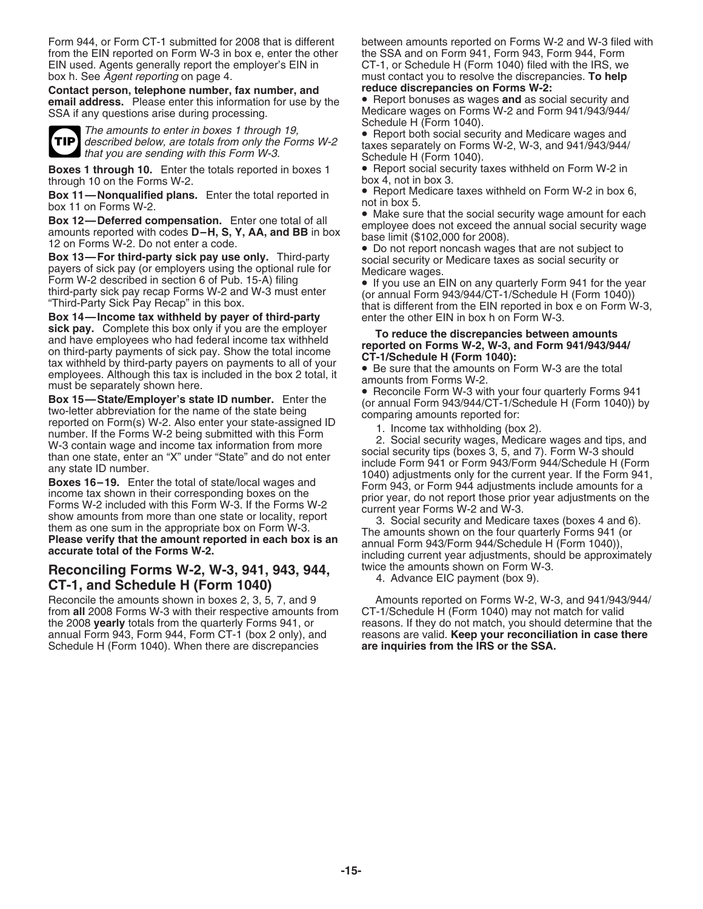Form 944, or Form CT-1 submitted for 2008 that is different from the EIN reported on Form W-3 in box e, enter the other EIN used. Agents generally report the employer's EIN in box h. See *Agent reporting* on page 4.

**Contact person, telephone number, fax number, and email address.** Please enter this information for use by the SSA if any questions arise during processing.

**TIP** *The amounts to enter in boxes 1 through 19, described below, are totals from only the Forms W-2 that you are sending with this Form W-3.*

**Boxes 1 through 10.** Enter the totals reported in boxes 1 through 10 on the Forms W-2.

**Box 11—Nonqualified plans.** Enter the total reported in box 11 on Forms W-2.

**Box 12—Deferred compensation.** Enter one total of all amounts reported with codes **D–H, S, Y, AA, and BB** in box 12 on Forms W-2. Do not enter a code.

**Box 13—For third-party sick pay use only.** Third-party payers of sick pay (or employers using the optional rule for Form W-2 described in section 6 of Pub. 15-A) filing third-party sick pay recap Forms W-2 and W-3 must enter "Third-Party Sick Pay Recap" in this box.

**Box 14—Income tax withheld by payer of third-party sick pay.** Complete this box only if you are the employer and have employees who had federal income tax withheld on third-party payments of sick pay. Show the total income tax withheld by third-party payers on payments to all of your employees. Although this tax is included in the box 2 total, it must be separately shown here.

**Box 15—State/Employer's state ID number.** Enter the two-letter abbreviation for the name of the state being reported on Form(s) W-2. Also enter your state-assigned ID number. If the Forms W-2 being submitted with this Form W-3 contain wage and income tax information from more than one state, enter an "X" under "State" and do not enter any state ID number.

**Boxes 16–19.** Enter the total of state/local wages and income tax shown in their corresponding boxes on the Forms W-2 included with this Form W-3. If the Forms W-2 show amounts from more than one state or locality, report them as one sum in the appropriate box on Form W-3. **Please verify that the amount reported in each box is an accurate total of the Forms W-2.**

## Reconciling Forms W-2, W-3, 941, 943, 944, CT-1, and Schedule H (Form 1040)

Reconcile the amounts shown in boxes 2, 3, 5, 7, and 9 from **all** 2008 Forms W-3 with their respective amounts from the 2008 **yearly** totals from the quarterly Forms 941, or annual Form 943, Form 944, Form CT-1 (box 2 only), and Schedule H (Form 1040). When there are discrepancies between amounts reported on Forms W-2 and W-3 filed with the SSA and on Form 941, Form 943, Form 944, Form CT-1, or Schedule H (Form 1040) filed with the IRS, we must contact you to resolve the discrepancies. **To help reduce discrepancies on Forms W-2:**

- Report bonuses as wages **and** as social security and Medicare wages on Forms W-2 and Form 941/943/944/Schedule H (Form 1040).
- Report both social security and Medicare wages and taxes separately on Forms W-2, W-3, and 941/943/944/Schedule H (Form 1040).
- Report social security taxes withheld on Form W-2 in box 4, not in box 3.
- Report Medicare taxes withheld on Form W-2 in box 6, not in box 5.
- Make sure that the social security wage amount for each employee does not exceed the annual social security wage base limit ($102,000 for 2008).
- Do not report noncash wages that are not subject to social security or Medicare taxes as social security or Medicare wages.
- If you use an EIN on any quarterly Form 941 for the year (or annual Form 943/944/CT-1/Schedule H (Form 1040)) that is different from the EIN reported in box e on Form W-3, enter the other EIN in box h on Form W-3.

**To reduce the discrepancies between amounts reported on Forms W-2, W-3, and Form 941/943/944/CT-1/Schedule H (Form 1040):**

- Be sure that the amounts on Form W-3 are the total amounts from Forms W-2.
- Reconcile Form W-3 with your four quarterly Forms 941 (or annual Form 943/944/CT-1/Schedule H (Form 1040)) by comparing amounts reported for:
  1. Income tax withholding (box 2).
  2. Social security wages, Medicare wages and tips, and social security tips (boxes 3, 5, and 7). Form W-3 should include Form 941 or Form 943/Form 944/Schedule H (Form 1040) adjustments only for the current year. If the Form 941, Form 943, or Form 944 adjustments include amounts for a prior year, do not report those prior year adjustments on the current year Forms W-2 and W-3.
  3. Social security and Medicare taxes (boxes 4 and 6). The amounts shown on the four quarterly Forms 941 (or annual Form 943/Form 944/Schedule H (Form 1040)), including current year adjustments, should be approximately twice the amounts shown on Form W-3.
  4. Advance EIC payment (box 9).

Amounts reported on Forms W-2, W-3, and 941/943/944/CT-1/Schedule H (Form 1040) may not match for valid reasons. If they do not match, you should determine that the reasons are valid. **Keep your reconciliation in case there are inquiries from the IRS or the SSA.**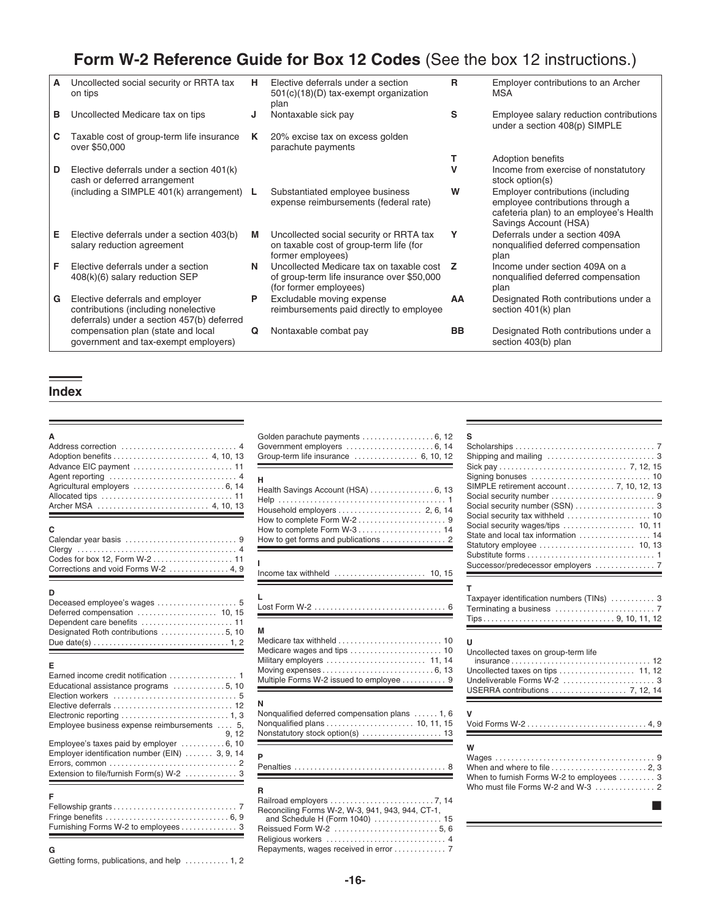# Form W-2 Reference Guide for Box 12 Codes (See the box 12 instructions.)

| | | | | | |
|---|---|---|---|---|---|
| **A** | Uncollected social security or RRTA tax on tips | **H** | Elective deferrals under a section 501(c)(18)(D) tax-exempt organization plan | **R** | Employer contributions to an Archer MSA |
| **B** | Uncollected Medicare tax on tips | **J** | Nontaxable sick pay | **S** | Employee salary reduction contributions under a section 408(p) SIMPLE |
| **C** | Taxable cost of group-term life insurance over $50,000 | **K** | 20% excise tax on excess golden parachute payments | **T** | Adoption benefits |
| **D** | Elective deferrals under a section 401(k) cash or deferred arrangement (including a SIMPLE 401(k) arrangement) | | | **V** | Income from exercise of nonstatutory stock option(s) |
| | | **L** | Substantiated employee business expense reimbursements (federal rate) | **W** | Employer contributions (including employee contributions through a cafeteria plan) to an employee's Health Savings Account (HSA) |
| **E** | Elective deferrals under a section 403(b) salary reduction agreement | **M** | Uncollected social security or RRTA tax on taxable cost of group-term life (for former employees) | **Y** | Deferrals under a section 409A nonqualified deferred compensation plan |
| **F** | Elective deferrals under a section 408(k)(6) salary reduction SEP | **N** | Uncollected Medicare tax on taxable cost of group-term life insurance over $50,000 (for former employees) | **Z** | Income under section 409A on a nonqualified deferred compensation plan |
| **G** | Elective deferrals and employer contributions (including nonelective deferrals) under a section 457(b) deferred compensation plan (state and local government and tax-exempt employers) | **P** | Excludable moving expense reimbursements paid directly to employee | **AA** | Designated Roth contributions under a section 401(k) plan |
| | | **Q** | Nontaxable combat pay | **BB** | Designated Roth contributions under a section 403(b) plan |

## Index

**A**
- Address correction . . . 4
- Adoption benefits . . . 4, 10, 13
- Advance EIC payment . . . 11
- Agent reporting . . . 4
- Agricultural employers . . . 6, 14
- Allocated tips . . . 11
- Archer MSA . . . 4, 10, 13

**C**
- Calendar year basis . . . 9
- Clergy . . . 4
- Codes for box 12, Form W-2 . . . 11
- Corrections and void Forms W-2 . . . 4, 9

**D**
- Deceased employee's wages . . . 5
- Deferred compensation . . . 10, 15
- Dependent care benefits . . . 11
- Designated Roth contributions . . . 5, 10
- Due date(s) . . . 1, 2

**E**
- Earned income credit notification . . . 1
- Educational assistance programs . . . 5, 10
- Election workers . . . 5
- Elective deferrals . . . 12
- Electronic reporting . . . 1, 3
- Employee business expense reimbursements . . . 9, 12
- Employee's taxes paid by employer . . . 6, 10
- Employer identification number (EIN) . . . 3, 9, 14
- Errors, common . . . 2
- Extension to file/furnish Form(s) W-2 . . . 3

**F**
- Fellowship grants . . . 7
- Fringe benefits . . . 6, 9
- Furnishing Forms W-2 to employees . . . 3

**G**
- Getting forms, publications, and help . . . 1, 2
- Golden parachute payments . . . 6, 12
- Government employers . . . 6, 14
- Group-term life insurance . . . 6, 10, 12

**H**
- Health Savings Account (HSA) . . . 6, 13
- Help . . . 1
- Household employers . . . 2, 6, 14
- How to complete Form W-2 . . . 9
- How to complete Form W-3 . . . 14
- How to get forms and publications . . . 2

**I**
- Income tax withheld . . . 10, 15

**L**
- Lost Form W-2 . . . 6

**M**
- Medicare tax withheld . . . 10
- Medicare wages and tips . . . 10
- Military employers . . . 11, 14
- Moving expenses . . . 6, 13
- Multiple Forms W-2 issued to employee . . . 9

**N**
- Nonqualified deferred compensation plans . . . 1, 6
- Nonqualified plans . . . 10, 11, 15
- Nonstatutory stock option(s) . . . 13

**P**
- Penalties . . . 8

**R**
- Railroad employers . . . 7, 14
- Reconciling Forms W-2, W-3, 941, 943, 944, CT-1, and Schedule H (Form 1040) . . . 15
- Reissued Form W-2 . . . 5, 6
- Religious workers . . . 4
- Repayments, wages received in error . . . 7

**S**
- Scholarships . . . 7
- Shipping and mailing . . . 3
- Sick pay . . . 7, 12, 15
- Signing bonuses . . . 10
- SIMPLE retirement account . . . 7, 10, 12, 13
- Social security number . . . 9
- Social security number (SSN) . . . 3
- Social security tax withheld . . . 10
- Social security wages/tips . . . 10, 11
- State and local tax information . . . 14
- Statutory employee . . . 10, 13
- Substitute forms . . . 1
- Successor/predecessor employers . . . 7

**T**
- Taxpayer identification numbers (TINs) . . . 3
- Terminating a business . . . 7
- Tips . . . 9, 10, 11, 12

**U**
- Uncollected taxes on group-term life insurance . . . 12
- Uncollected taxes on tips . . . 11, 12
- Undeliverable Forms W-2 . . . 3
- USERRA contributions . . . 7, 12, 14

**V**
- Void Forms W-2 . . . 4, 9

**W**
- Wages . . . 9
- When and where to file . . . 2, 3
- When to furnish Forms W-2 to employees . . . 3
- Who must file Forms W-2 and W-3 . . . 2

■